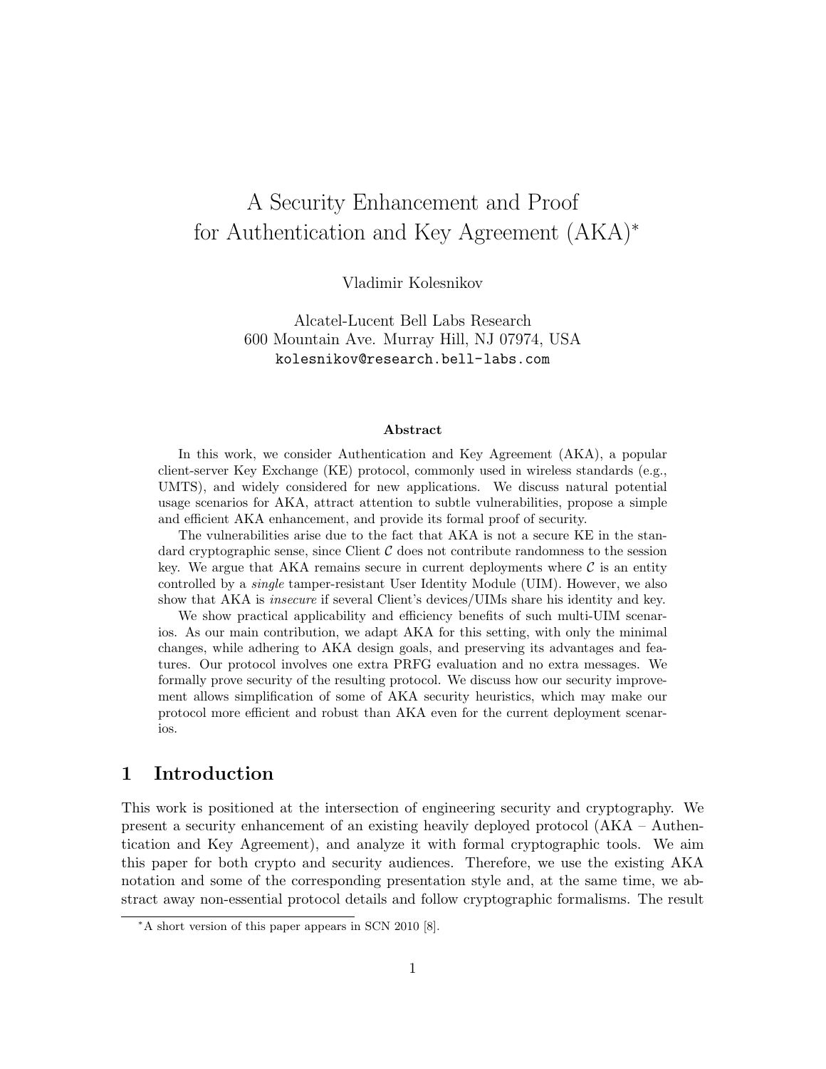# A Security Enhancement and Proof for Authentication and Key Agreement (AKA)*

Vladimir Kolesnikov

Alcatel-Lucent Bell Labs Research
600 Mountain Ave. Murray Hill, NJ 07974, USA
kolesnikov@research.bell-labs.com

### Abstract

In this work, we consider Authentication and Key Agreement (AKA), a popular client-server Key Exchange (KE) protocol, commonly used in wireless standards (e.g., UMTS), and widely considered for new applications. We discuss natural potential usage scenarios for AKA, attract attention to subtle vulnerabilities, propose a simple and efficient AKA enhancement, and provide its formal proof of security.

The vulnerabilities arise due to the fact that AKA is not a secure KE in the standard cryptographic sense, since Client $\mathcal{C}$ does not contribute randomness to the session key. We argue that AKA remains secure in current deployments where $\mathcal{C}$ is an entity controlled by a *single* tamper-resistant User Identity Module (UIM). However, we also show that AKA is *insecure* if several Client's devices/UIMs share his identity and key.

We show practical applicability and efficiency benefits of such multi-UIM scenarios. As our main contribution, we adapt AKA for this setting, with only the minimal changes, while adhering to AKA design goals, and preserving its advantages and features. Our protocol involves one extra PRFG evaluation and no extra messages. We formally prove security of the resulting protocol. We discuss how our security improvement allows simplification of some of AKA security heuristics, which may make our protocol more efficient and robust than AKA even for the current deployment scenarios.

## 1 Introduction

This work is positioned at the intersection of engineering security and cryptography. We present a security enhancement of an existing heavily deployed protocol (AKA – Authentication and Key Agreement), and analyze it with formal cryptographic tools. We aim this paper for both crypto and security audiences. Therefore, we use the existing AKA notation and some of the corresponding presentation style and, at the same time, we abstract away non-essential protocol details and follow cryptographic formalisms. The result

*A short version of this paper appears in SCN 2010 [8].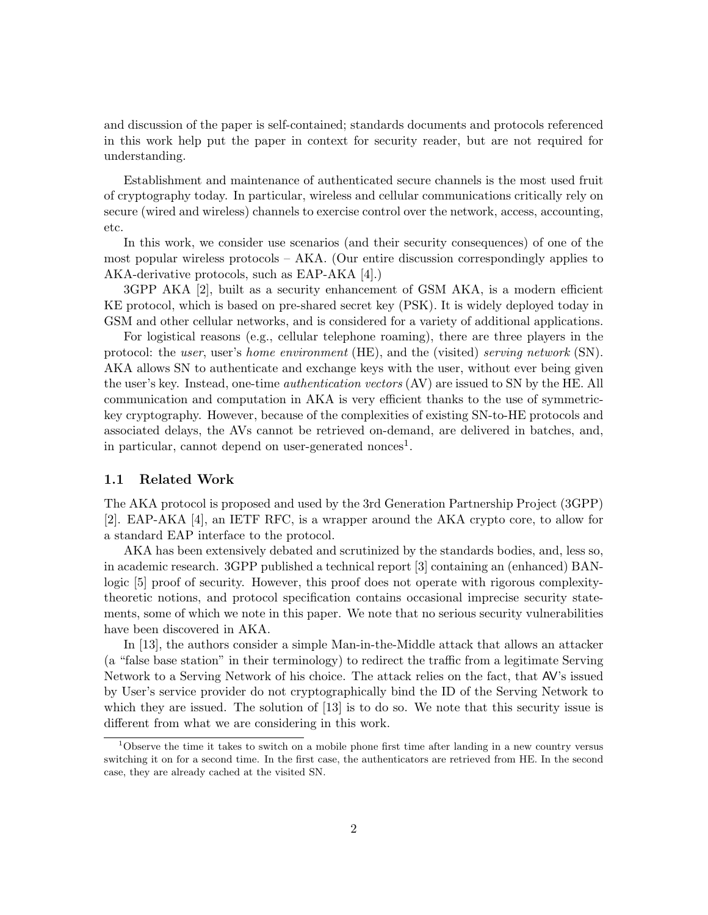and discussion of the paper is self-contained; standards documents and protocols referenced in this work help put the paper in context for security reader, but are not required for understanding.

Establishment and maintenance of authenticated secure channels is the most used fruit of cryptography today. In particular, wireless and cellular communications critically rely on secure (wired and wireless) channels to exercise control over the network, access, accounting, etc.

In this work, we consider use scenarios (and their security consequences) of one of the most popular wireless protocols – AKA. (Our entire discussion correspondingly applies to AKA-derivative protocols, such as EAP-AKA [4].)

3GPP AKA [2], built as a security enhancement of GSM AKA, is a modern efficient KE protocol, which is based on pre-shared secret key (PSK). It is widely deployed today in GSM and other cellular networks, and is considered for a variety of additional applications.

For logistical reasons (e.g., cellular telephone roaming), there are three players in the protocol: the *user*, user's *home environment* (HE), and the (visited) *serving network* (SN). AKA allows SN to authenticate and exchange keys with the user, without ever being given the user's key. Instead, one-time *authentication vectors* (AV) are issued to SN by the HE. All communication and computation in AKA is very efficient thanks to the use of symmetric-key cryptography. However, because of the complexities of existing SN-to-HE protocols and associated delays, the AVs cannot be retrieved on-demand, are delivered in batches, and, in particular, cannot depend on user-generated nonces[1].

### 1.1 Related Work

The AKA protocol is proposed and used by the 3rd Generation Partnership Project (3GPP) [2]. EAP-AKA [4], an IETF RFC, is a wrapper around the AKA crypto core, to allow for a standard EAP interface to the protocol.

AKA has been extensively debated and scrutinized by the standards bodies, and, less so, in academic research. 3GPP published a technical report [3] containing an (enhanced) BAN-logic [5] proof of security. However, this proof does not operate with rigorous complexity-theoretic notions, and protocol specification contains occasional imprecise security statements, some of which we note in this paper. We note that no serious security vulnerabilities have been discovered in AKA.

In [13], the authors consider a simple Man-in-the-Middle attack that allows an attacker (a "false base station" in their terminology) to redirect the traffic from a legitimate Serving Network to a Serving Network of his choice. The attack relies on the fact, that AV's issued by User's service provider do not cryptographically bind the ID of the Serving Network to which they are issued. The solution of [13] is to do so. We note that this security issue is different from what we are considering in this work.

[1] Observe the time it takes to switch on a mobile phone first time after landing in a new country versus switching it on for a second time. In the first case, the authenticators are retrieved from HE. In the second case, they are already cached at the visited SN.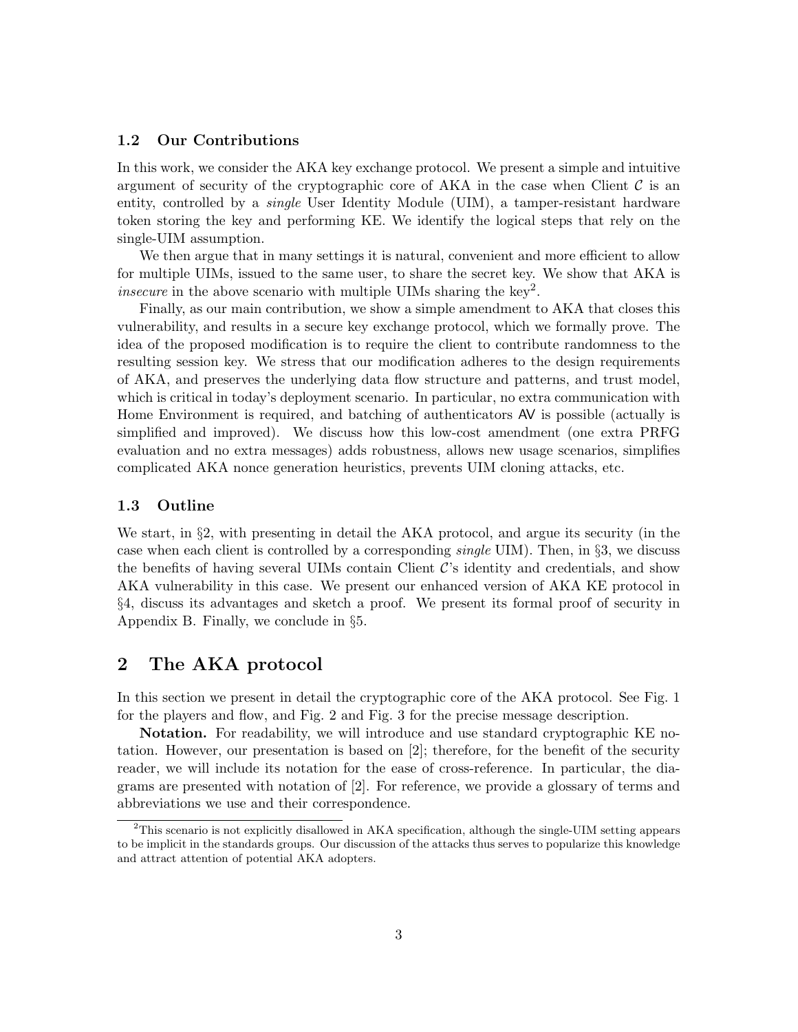### 1.2 Our Contributions

In this work, we consider the AKA key exchange protocol. We present a simple and intuitive argument of security of the cryptographic core of AKA in the case when Client $\mathcal{C}$ is an entity, controlled by a *single* User Identity Module (UIM), a tamper-resistant hardware token storing the key and performing KE. We identify the logical steps that rely on the single-UIM assumption.

We then argue that in many settings it is natural, convenient and more efficient to allow for multiple UIMs, issued to the same user, to share the secret key. We show that AKA is *insecure* in the above scenario with multiple UIMs sharing the key[2].

Finally, as our main contribution, we show a simple amendment to AKA that closes this vulnerability, and results in a secure key exchange protocol, which we formally prove. The idea of the proposed modification is to require the client to contribute randomness to the resulting session key. We stress that our modification adheres to the design requirements of AKA, and preserves the underlying data flow structure and patterns, and trust model, which is critical in today's deployment scenario. In particular, no extra communication with Home Environment is required, and batching of authenticators $\mathsf{AV}$ is possible (actually is simplified and improved). We discuss how this low-cost amendment (one extra PRFG evaluation and no extra messages) adds robustness, allows new usage scenarios, simplifies complicated AKA nonce generation heuristics, prevents UIM cloning attacks, etc.

### 1.3 Outline

We start, in §2, with presenting in detail the AKA protocol, and argue its security (in the case when each client is controlled by a corresponding *single* UIM). Then, in §3, we discuss the benefits of having several UIMs contain Client $\mathcal{C}$'s identity and credentials, and show AKA vulnerability in this case. We present our enhanced version of AKA KE protocol in §4, discuss its advantages and sketch a proof. We present its formal proof of security in Appendix B. Finally, we conclude in §5.

## 2 The AKA protocol

In this section we present in detail the cryptographic core of the AKA protocol. See Fig. 1 for the players and flow, and Fig. 2 and Fig. 3 for the precise message description.

**Notation.** For readability, we will introduce and use standard cryptographic KE notation. However, our presentation is based on [2]; therefore, for the benefit of the security reader, we will include its notation for the ease of cross-reference. In particular, the diagrams are presented with notation of [2]. For reference, we provide a glossary of terms and abbreviations we use and their correspondence.

---

[2] This scenario is not explicitly disallowed in AKA specification, although the single-UIM setting appears to be implicit in the standards groups. Our discussion of the attacks thus serves to popularize this knowledge and attract attention of potential AKA adopters.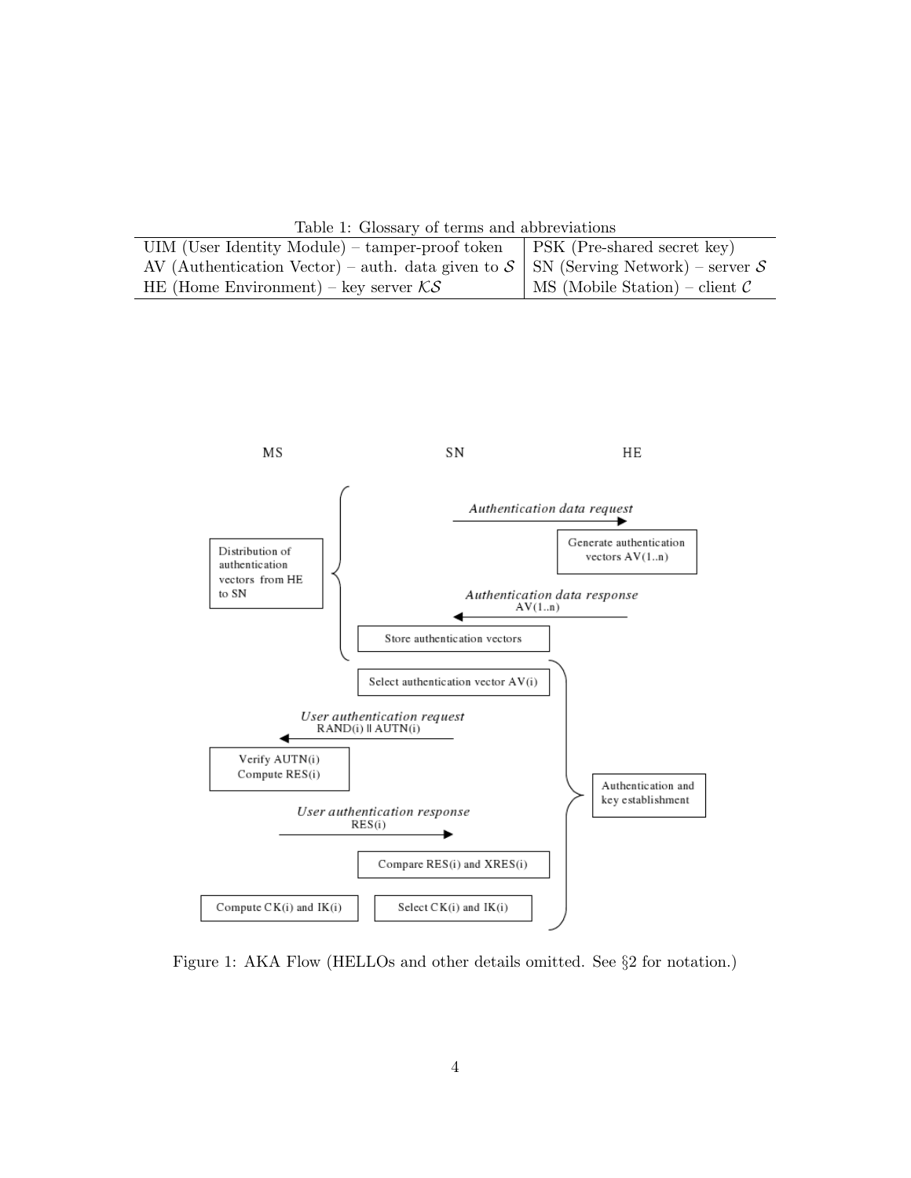Table 1: Glossary of terms and abbreviations

| | |
|---|---|
| UIM (User Identity Module) – tamper-proof token | PSK (Pre-shared secret key) |
| AV (Authentication Vector) – auth. data given to $\mathcal{S}$ | SN (Serving Network) – server $\mathcal{S}$ |
| HE (Home Environment) – key server $\mathcal{KS}$ | MS (Mobile Station) – client $\mathcal{C}$ |

Figure 1: AKA Flow (HELLOs and other details omitted. See §2 for notation.)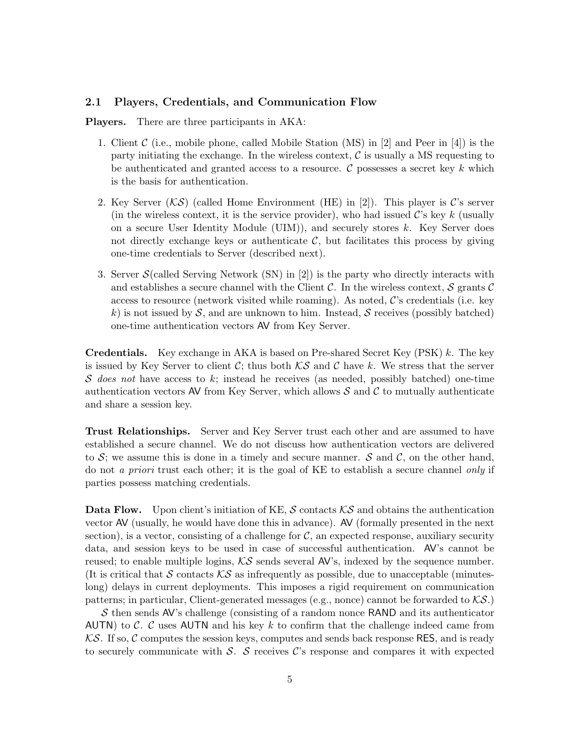### 2.1 Players, Credentials, and Communication Flow

**Players.** There are three participants in AKA:

1. Client $\mathcal{C}$ (i.e., mobile phone, called Mobile Station (MS) in [2] and Peer in [4]) is the party initiating the exchange. In the wireless context, $\mathcal{C}$ is usually a MS requesting to be authenticated and granted access to a resource. $\mathcal{C}$ possesses a secret key $k$ which is the basis for authentication.
2. Key Server ($\mathcal{KS}$) (called Home Environment (HE) in [2]). This player is $\mathcal{C}$'s server (in the wireless context, it is the service provider), who had issued $\mathcal{C}$'s key $k$ (usually on a secure User Identity Module (UIM)), and securely stores $k$. Key Server does not directly exchange keys or authenticate $\mathcal{C}$, but facilitates this process by giving one-time credentials to Server (described next).
3. Server $\mathcal{S}$(called Serving Network (SN) in [2]) is the party who directly interacts with and establishes a secure channel with the Client $\mathcal{C}$. In the wireless context, $\mathcal{S}$ grants $\mathcal{C}$ access to resource (network visited while roaming). As noted, $\mathcal{C}$'s credentials (i.e. key $k$) is not issued by $\mathcal{S}$, and are unknown to him. Instead, $\mathcal{S}$ receives (possibly batched) one-time authentication vectors $\mathsf{AV}$ from Key Server.

**Credentials.** Key exchange in AKA is based on Pre-shared Secret Key (PSK) $k$. The key is issued by Key Server to client $\mathcal{C}$; thus both $\mathcal{KS}$ and $\mathcal{C}$ have $k$. We stress that the server $\mathcal{S}$ *does not* have access to $k$; instead he receives (as needed, possibly batched) one-time authentication vectors $\mathsf{AV}$ from Key Server, which allows $\mathcal{S}$ and $\mathcal{C}$ to mutually authenticate and share a session key.

**Trust Relationships.** Server and Key Server trust each other and are assumed to have established a secure channel. We do not discuss how authentication vectors are delivered to $\mathcal{S}$; we assume this is done in a timely and secure manner. $\mathcal{S}$ and $\mathcal{C}$, on the other hand, do not *a priori* trust each other; it is the goal of KE to establish a secure channel *only* if parties possess matching credentials.

**Data Flow.** Upon client's initiation of KE, $\mathcal{S}$ contacts $\mathcal{KS}$ and obtains the authentication vector $\mathsf{AV}$ (usually, he would have done this in advance). $\mathsf{AV}$ (formally presented in the next section), is a vector, consisting of a challenge for $\mathcal{C}$, an expected response, auxiliary security data, and session keys to be used in case of successful authentication. $\mathsf{AV}$'s cannot be reused; to enable multiple logins, $\mathcal{KS}$ sends several $\mathsf{AV}$'s, indexed by the sequence number. (It is critical that $\mathcal{S}$ contacts $\mathcal{KS}$ as infrequently as possible, due to unacceptable (minutes-long) delays in current deployments. This imposes a rigid requirement on communication patterns; in particular, Client-generated messages (e.g., nonce) cannot be forwarded to $\mathcal{KS}$.)

$\mathcal{S}$ then sends $\mathsf{AV}$'s challenge (consisting of a random nonce $\mathsf{RAND}$ and its authenticator $\mathsf{AUTN}$) to $\mathcal{C}$. $\mathcal{C}$ uses $\mathsf{AUTN}$ and his key $k$ to confirm that the challenge indeed came from $\mathcal{KS}$. If so, $\mathcal{C}$ computes the session keys, computes and sends back response $\mathsf{RES}$, and is ready to securely communicate with $\mathcal{S}$. $\mathcal{S}$ receives $\mathcal{C}$'s response and compares it with expected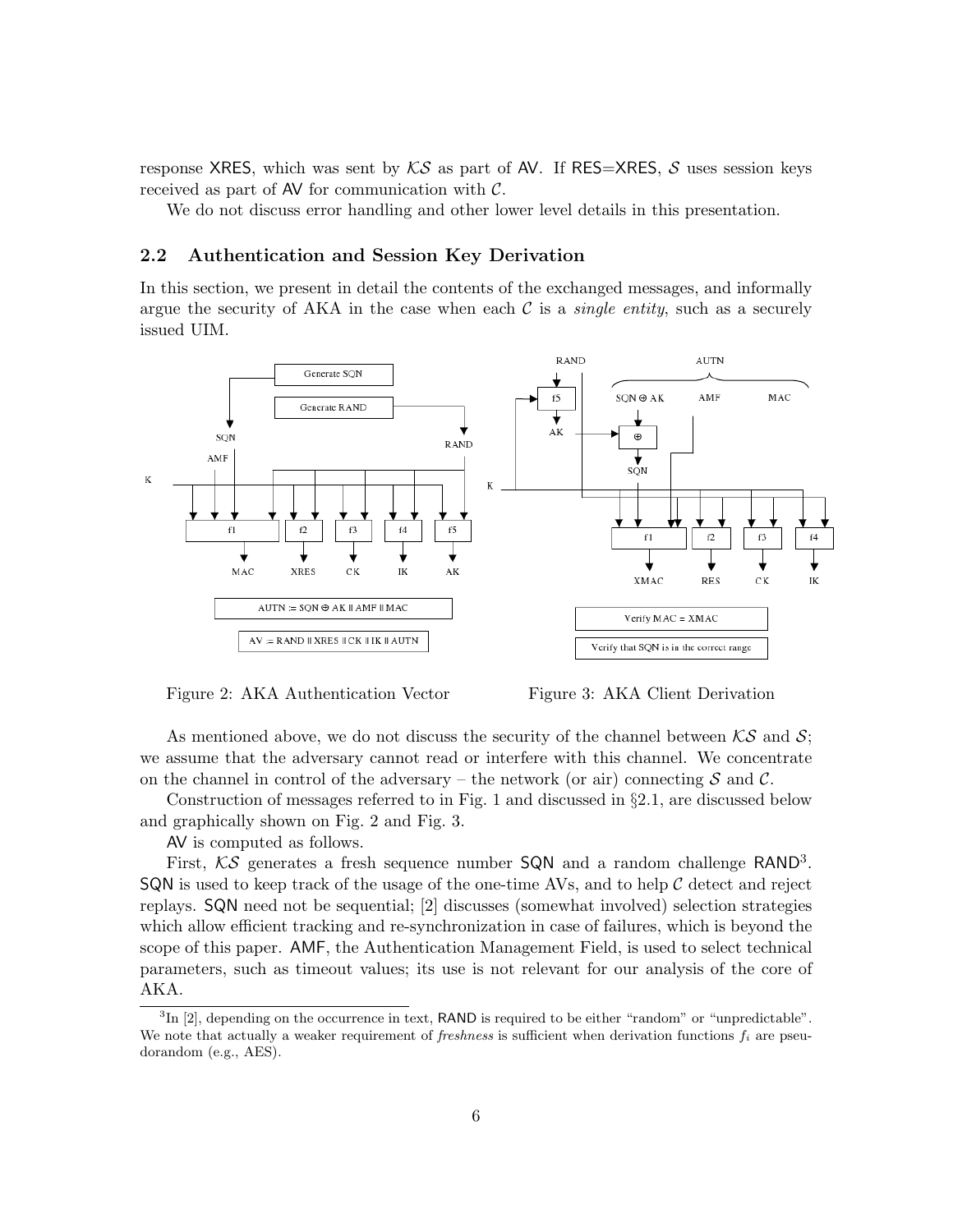response XRES, which was sent by $\mathcal{KS}$ as part of AV. If RES=XRES, $\mathcal{S}$ uses session keys received as part of AV for communication with $\mathcal{C}$.

We do not discuss error handling and other lower level details in this presentation.

### 2.2 Authentication and Session Key Derivation

In this section, we present in detail the contents of the exchanged messages, and informally argue the security of AKA in the case when each $\mathcal{C}$ is a *single entity*, such as a securely issued UIM.

Figure 2: AKA Authentication Vector

Figure 3: AKA Client Derivation

As mentioned above, we do not discuss the security of the channel between $\mathcal{KS}$ and $\mathcal{S}$; we assume that the adversary cannot read or interfere with this channel. We concentrate on the channel in control of the adversary – the network (or air) connecting $\mathcal{S}$ and $\mathcal{C}$.

Construction of messages referred to in Fig. 1 and discussed in §2.1, are discussed below and graphically shown on Fig. 2 and Fig. 3.

AV is computed as follows.

First, $\mathcal{KS}$ generates a fresh sequence number SQN and a random challenge RAND[3]. SQN is used to keep track of the usage of the one-time AVs, and to help $\mathcal{C}$ detect and reject replays. SQN need not be sequential; [2] discusses (somewhat involved) selection strategies which allow efficient tracking and re-synchronization in case of failures, which is beyond the scope of this paper. AMF, the Authentication Management Field, is used to select technical parameters, such as timeout values; its use is not relevant for our analysis of the core of AKA.

[3] In [2], depending on the occurrence in text, RAND is required to be either "random" or "unpredictable". We note that actually a weaker requirement of *freshness* is sufficient when derivation functions $f_i$ are pseudorandom (e.g., AES).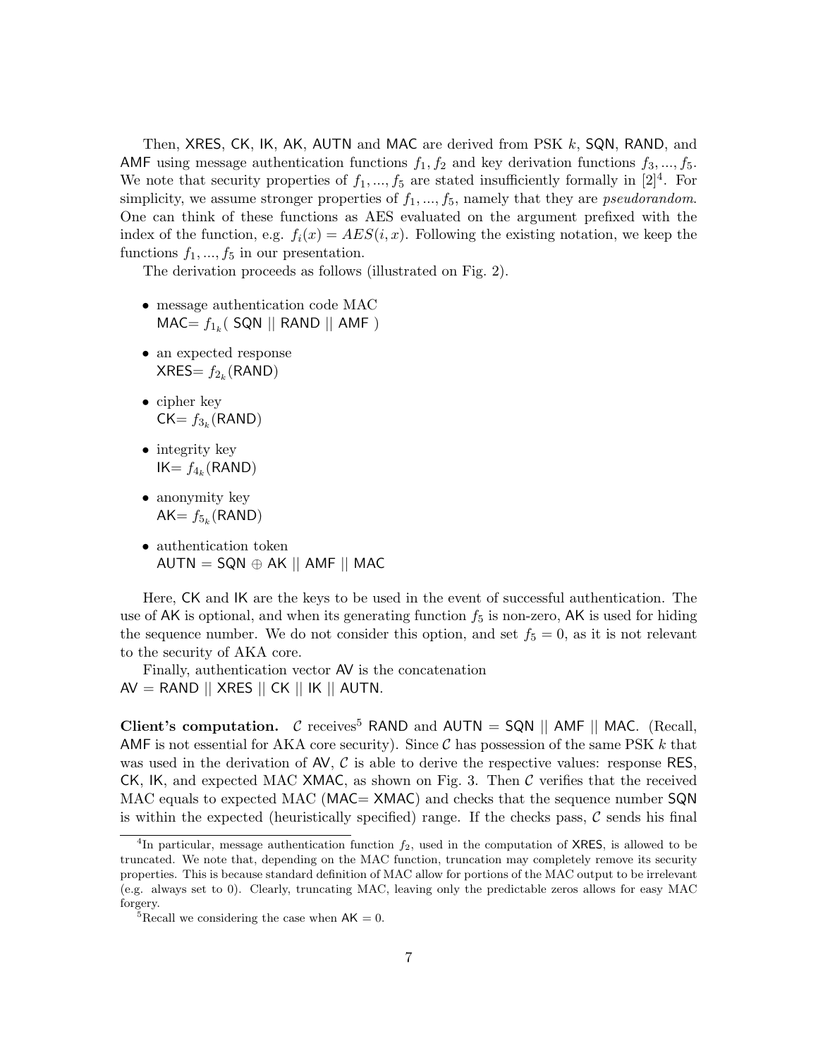Then, XRES, CK, IK, AK, AUTN and MAC are derived from PSK $k$, SQN, RAND, and AMF using message authentication functions $f_1, f_2$ and key derivation functions $f_3, ..., f_5$. We note that security properties of $f_1, ..., f_5$ are stated insufficiently formally in [2][4]. For simplicity, we assume stronger properties of $f_1, ..., f_5$, namely that they are *pseudorandom*. One can think of these functions as AES evaluated on the argument prefixed with the index of the function, e.g. $f_i(x) = AES(i, x)$. Following the existing notation, we keep the functions $f_1, ..., f_5$ in our presentation.

The derivation proceeds as follows (illustrated on Fig. 2).

- message authentication code MAC
  MAC= $f_{1_k}$( SQN || RAND || AMF )
- an expected response
  XRES= $f_{2_k}$(RAND)
- cipher key
  CK= $f_{3_k}$(RAND)
- integrity key
  IK= $f_{4_k}$(RAND)
- anonymity key
  AK= $f_{5_k}$(RAND)
- authentication token
  AUTN = SQN $\oplus$ AK || AMF || MAC

Here, CK and IK are the keys to be used in the event of successful authentication. The use of AK is optional, and when its generating function $f_5$ is non-zero, AK is used for hiding the sequence number. We do not consider this option, and set $f_5 = 0$, as it is not relevant to the security of AKA core.

Finally, authentication vector AV is the concatenation
AV = RAND || XRES || CK || IK || AUTN.

**Client's computation.** $\mathcal{C}$ receives[5] RAND and AUTN = SQN || AMF || MAC. (Recall, AMF is not essential for AKA core security). Since $\mathcal{C}$ has possession of the same PSK $k$ that was used in the derivation of AV, $\mathcal{C}$ is able to derive the respective values: response RES, CK, IK, and expected MAC XMAC, as shown on Fig. 3. Then $\mathcal{C}$ verifies that the received MAC equals to expected MAC (MAC= XMAC) and checks that the sequence number SQN is within the expected (heuristically specified) range. If the checks pass, $\mathcal{C}$ sends his final

[4] In particular, message authentication function $f_2$, used in the computation of XRES, is allowed to be truncated. We note that, depending on the MAC function, truncation may completely remove its security properties. This is because standard definition of MAC allow for portions of the MAC output to be irrelevant (e.g. always set to 0). Clearly, truncating MAC, leaving only the predictable zeros allows for easy MAC forgery.

[5] Recall we considering the case when AK = 0.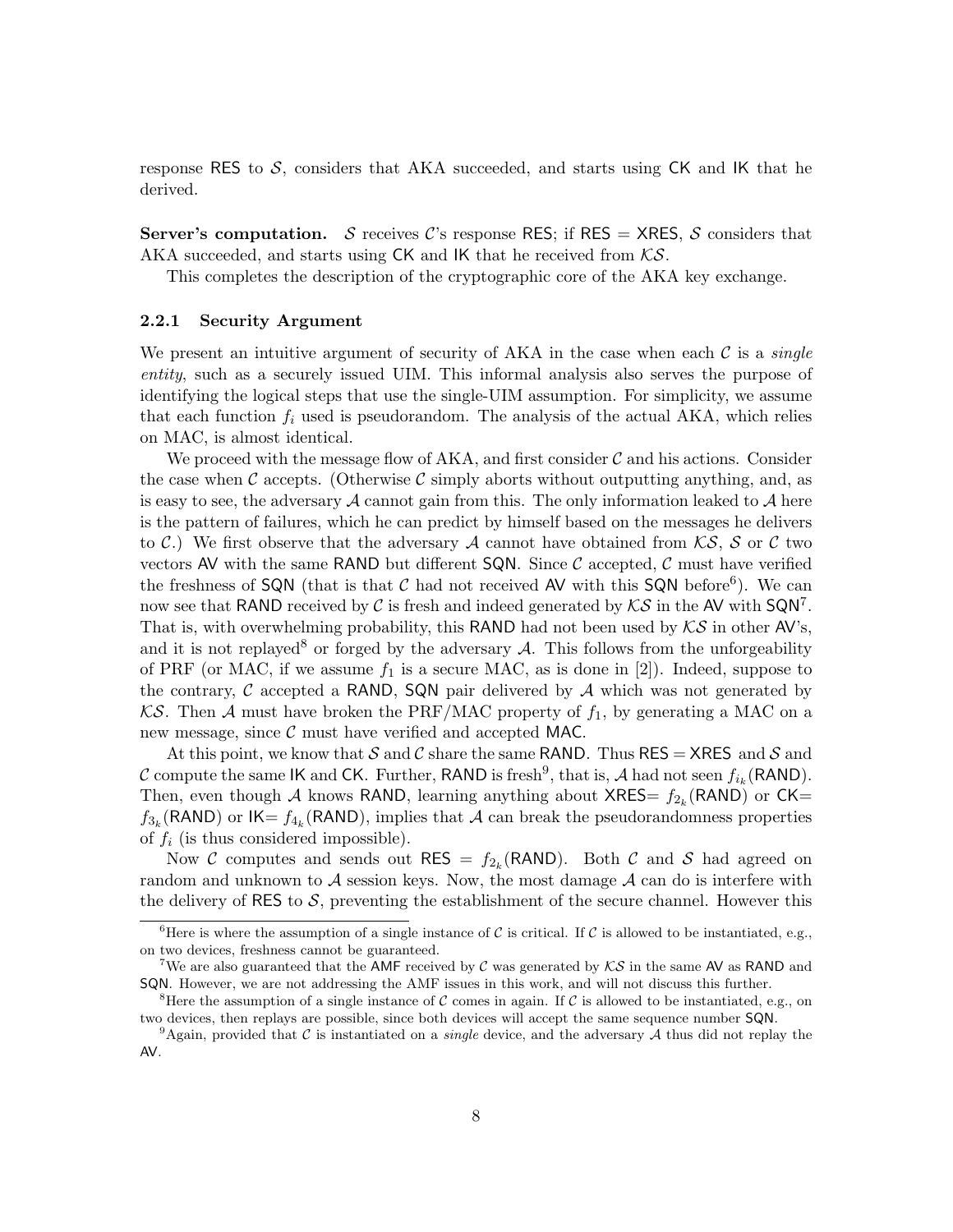response RES to $\mathcal{S}$, considers that AKA succeeded, and starts using CK and IK that he derived.

**Server's computation.** $\mathcal{S}$ receives $\mathcal{C}$'s response RES; if RES = XRES, $\mathcal{S}$ considers that AKA succeeded, and starts using CK and IK that he received from $\mathcal{KS}$.

This completes the description of the cryptographic core of the AKA key exchange.

### 2.2.1 Security Argument

We present an intuitive argument of security of AKA in the case when each $\mathcal{C}$ is a *single entity*, such as a securely issued UIM. This informal analysis also serves the purpose of identifying the logical steps that use the single-UIM assumption. For simplicity, we assume that each function $f_i$ used is pseudorandom. The analysis of the actual AKA, which relies on MAC, is almost identical.

We proceed with the message flow of AKA, and first consider $\mathcal{C}$ and his actions. Consider the case when $\mathcal{C}$ accepts. (Otherwise $\mathcal{C}$ simply aborts without outputting anything, and, as is easy to see, the adversary $\mathcal{A}$ cannot gain from this. The only information leaked to $\mathcal{A}$ here is the pattern of failures, which he can predict by himself based on the messages he delivers to $\mathcal{C}$.) We first observe that the adversary $\mathcal{A}$ cannot have obtained from $\mathcal{KS}$, $\mathcal{S}$ or $\mathcal{C}$ two vectors AV with the same RAND but different SQN. Since $\mathcal{C}$ accepted, $\mathcal{C}$ must have verified the freshness of SQN (that is that $\mathcal{C}$ had not received AV with this SQN before[6]). We can now see that RAND received by $\mathcal{C}$ is fresh and indeed generated by $\mathcal{KS}$ in the AV with SQN[7]. That is, with overwhelming probability, this RAND had not been used by $\mathcal{KS}$ in other AV's, and it is not replayed[8] or forged by the adversary $\mathcal{A}$. This follows from the unforgeability of PRF (or MAC, if we assume $f_1$ is a secure MAC, as is done in [2]). Indeed, suppose to the contrary, $\mathcal{C}$ accepted a RAND, SQN pair delivered by $\mathcal{A}$ which was not generated by $\mathcal{KS}$. Then $\mathcal{A}$ must have broken the PRF/MAC property of $f_1$, by generating a MAC on a new message, since $\mathcal{C}$ must have verified and accepted MAC.

At this point, we know that $\mathcal{S}$ and $\mathcal{C}$ share the same RAND. Thus RES = XRES and $\mathcal{S}$ and $\mathcal{C}$ compute the same IK and CK. Further, RAND is fresh[9], that is, $\mathcal{A}$ had not seen $f_{i_k}$(RAND). Then, even though $\mathcal{A}$ knows RAND, learning anything about XRES= $f_{2_k}$(RAND) or CK= $f_{3_k}$(RAND) or IK= $f_{4_k}$(RAND), implies that $\mathcal{A}$ can break the pseudorandomness properties of $f_i$ (is thus considered impossible).

Now $\mathcal{C}$ computes and sends out RES = $f_{2_k}$(RAND). Both $\mathcal{C}$ and $\mathcal{S}$ had agreed on random and unknown to $\mathcal{A}$ session keys. Now, the most damage $\mathcal{A}$ can do is interfere with the delivery of RES to $\mathcal{S}$, preventing the establishment of the secure channel. However this

---

[6] Here is where the assumption of a single instance of $\mathcal{C}$ is critical. If $\mathcal{C}$ is allowed to be instantiated, e.g., on two devices, freshness cannot be guaranteed.

[7] We are also guaranteed that the AMF received by $\mathcal{C}$ was generated by $\mathcal{KS}$ in the same AV as RAND and SQN. However, we are not addressing the AMF issues in this work, and will not discuss this further.

[8] Here the assumption of a single instance of $\mathcal{C}$ comes in again. If $\mathcal{C}$ is allowed to be instantiated, e.g., on two devices, then replays are possible, since both devices will accept the same sequence number SQN.

[9] Again, provided that $\mathcal{C}$ is instantiated on a *single* device, and the adversary $\mathcal{A}$ thus did not replay the AV.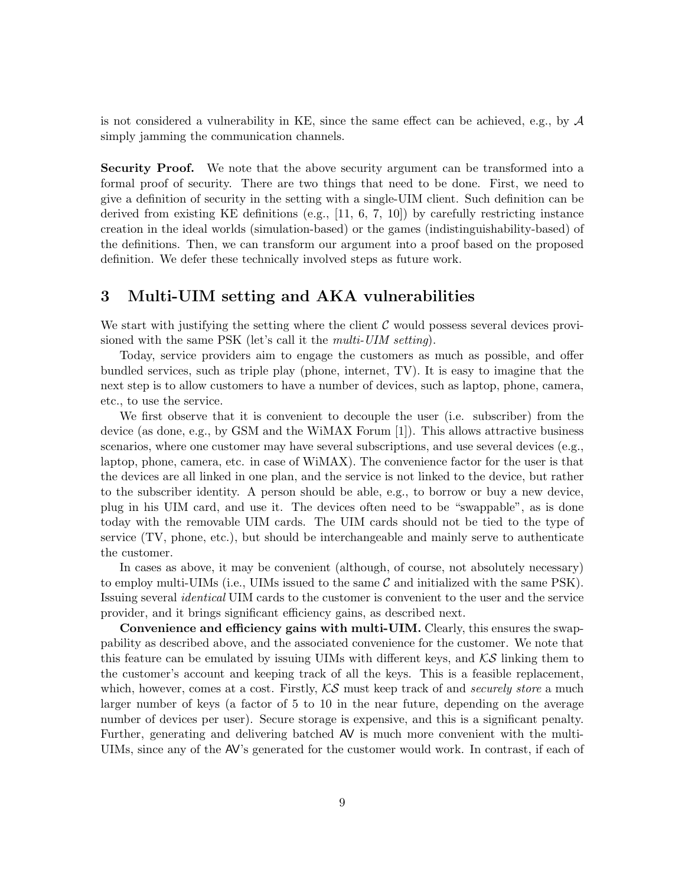is not considered a vulnerability in KE, since the same effect can be achieved, e.g., by $\mathcal{A}$ simply jamming the communication channels.

**Security Proof.** We note that the above security argument can be transformed into a formal proof of security. There are two things that need to be done. First, we need to give a definition of security in the setting with a single-UIM client. Such definition can be derived from existing KE definitions (e.g., [11, 6, 7, 10]) by carefully restricting instance creation in the ideal worlds (simulation-based) or the games (indistinguishability-based) of the definitions. Then, we can transform our argument into a proof based on the proposed definition. We defer these technically involved steps as future work.

# 3 Multi-UIM setting and AKA vulnerabilities

We start with justifying the setting where the client $\mathcal{C}$ would possess several devices provisioned with the same PSK (let's call it the *multi-UIM setting*).

Today, service providers aim to engage the customers as much as possible, and offer bundled services, such as triple play (phone, internet, TV). It is easy to imagine that the next step is to allow customers to have a number of devices, such as laptop, phone, camera, etc., to use the service.

We first observe that it is convenient to decouple the user (i.e. subscriber) from the device (as done, e.g., by GSM and the WiMAX Forum [1]). This allows attractive business scenarios, where one customer may have several subscriptions, and use several devices (e.g., laptop, phone, camera, etc. in case of WiMAX). The convenience factor for the user is that the devices are all linked in one plan, and the service is not linked to the device, but rather to the subscriber identity. A person should be able, e.g., to borrow or buy a new device, plug in his UIM card, and use it. The devices often need to be "swappable", as is done today with the removable UIM cards. The UIM cards should not be tied to the type of service (TV, phone, etc.), but should be interchangeable and mainly serve to authenticate the customer.

In cases as above, it may be convenient (although, of course, not absolutely necessary) to employ multi-UIMs (i.e., UIMs issued to the same $\mathcal{C}$ and initialized with the same PSK). Issuing several *identical* UIM cards to the customer is convenient to the user and the service provider, and it brings significant efficiency gains, as described next.

**Convenience and efficiency gains with multi-UIM.** Clearly, this ensures the swappability as described above, and the associated convenience for the customer. We note that this feature can be emulated by issuing UIMs with different keys, and $\mathcal{KS}$ linking them to the customer's account and keeping track of all the keys. This is a feasible replacement, which, however, comes at a cost. Firstly, $\mathcal{KS}$ must keep track of and *securely store* a much larger number of keys (a factor of 5 to 10 in the near future, depending on the average number of devices per user). Secure storage is expensive, and this is a significant penalty. Further, generating and delivering batched $\mathsf{AV}$ is much more convenient with the multi-UIMs, since any of the $\mathsf{AV}$'s generated for the customer would work. In contrast, if each of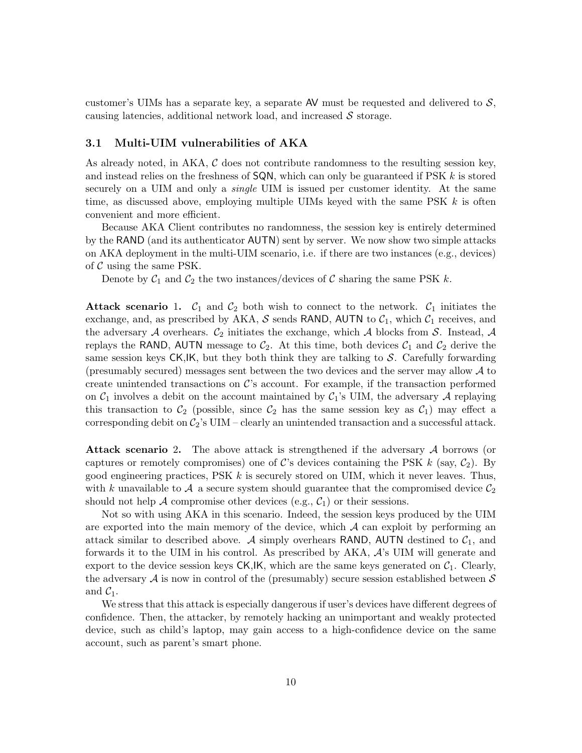customer's UIMs has a separate key, a separate AV must be requested and delivered to $\mathcal{S}$, causing latencies, additional network load, and increased $\mathcal{S}$ storage.

### 3.1 Multi-UIM vulnerabilities of AKA

As already noted, in AKA, $\mathcal{C}$ does not contribute randomness to the resulting session key, and instead relies on the freshness of SQN, which can only be guaranteed if PSK $k$ is stored securely on a UIM and only a *single* UIM is issued per customer identity. At the same time, as discussed above, employing multiple UIMs keyed with the same PSK $k$ is often convenient and more efficient.

Because AKA Client contributes no randomness, the session key is entirely determined by the RAND (and its authenticator AUTN) sent by server. We now show two simple attacks on AKA deployment in the multi-UIM scenario, i.e. if there are two instances (e.g., devices) of $\mathcal{C}$ using the same PSK.

Denote by $\mathcal{C}_1$ and $\mathcal{C}_2$ the two instances/devices of $\mathcal{C}$ sharing the same PSK $k$.

**Attack scenario 1.** $\mathcal{C}_1$ and $\mathcal{C}_2$ both wish to connect to the network. $\mathcal{C}_1$ initiates the exchange, and, as prescribed by AKA, $\mathcal{S}$ sends RAND, AUTN to $\mathcal{C}_1$, which $\mathcal{C}_1$ receives, and the adversary $\mathcal{A}$ overhears. $\mathcal{C}_2$ initiates the exchange, which $\mathcal{A}$ blocks from $\mathcal{S}$. Instead, $\mathcal{A}$ replays the RAND, AUTN message to $\mathcal{C}_2$. At this time, both devices $\mathcal{C}_1$ and $\mathcal{C}_2$ derive the same session keys CK,IK, but they both think they are talking to $\mathcal{S}$. Carefully forwarding (presumably secured) messages sent between the two devices and the server may allow $\mathcal{A}$ to create unintended transactions on $\mathcal{C}$'s account. For example, if the transaction performed on $\mathcal{C}_1$ involves a debit on the account maintained by $\mathcal{C}_1$'s UIM, the adversary $\mathcal{A}$ replaying this transaction to $\mathcal{C}_2$ (possible, since $\mathcal{C}_2$ has the same session key as $\mathcal{C}_1$) may effect a corresponding debit on $\mathcal{C}_2$'s UIM – clearly an unintended transaction and a successful attack.

**Attack scenario 2.** The above attack is strengthened if the adversary $\mathcal{A}$ borrows (or captures or remotely compromises) one of $\mathcal{C}$'s devices containing the PSK $k$ (say, $\mathcal{C}_2$). By good engineering practices, PSK $k$ is securely stored on UIM, which it never leaves. Thus, with $k$ unavailable to $\mathcal{A}$ a secure system should guarantee that the compromised device $\mathcal{C}_2$ should not help $\mathcal{A}$ compromise other devices (e.g., $\mathcal{C}_1$) or their sessions.

Not so with using AKA in this scenario. Indeed, the session keys produced by the UIM are exported into the main memory of the device, which $\mathcal{A}$ can exploit by performing an attack similar to described above. $\mathcal{A}$ simply overhears RAND, AUTN destined to $\mathcal{C}_1$, and forwards it to the UIM in his control. As prescribed by AKA, $\mathcal{A}$'s UIM will generate and export to the device session keys CK,IK, which are the same keys generated on $\mathcal{C}_1$. Clearly, the adversary $\mathcal{A}$ is now in control of the (presumably) secure session established between $\mathcal{S}$ and $\mathcal{C}_1$.

We stress that this attack is especially dangerous if user's devices have different degrees of confidence. Then, the attacker, by remotely hacking an unimportant and weakly protected device, such as child's laptop, may gain access to a high-confidence device on the same account, such as parent's smart phone.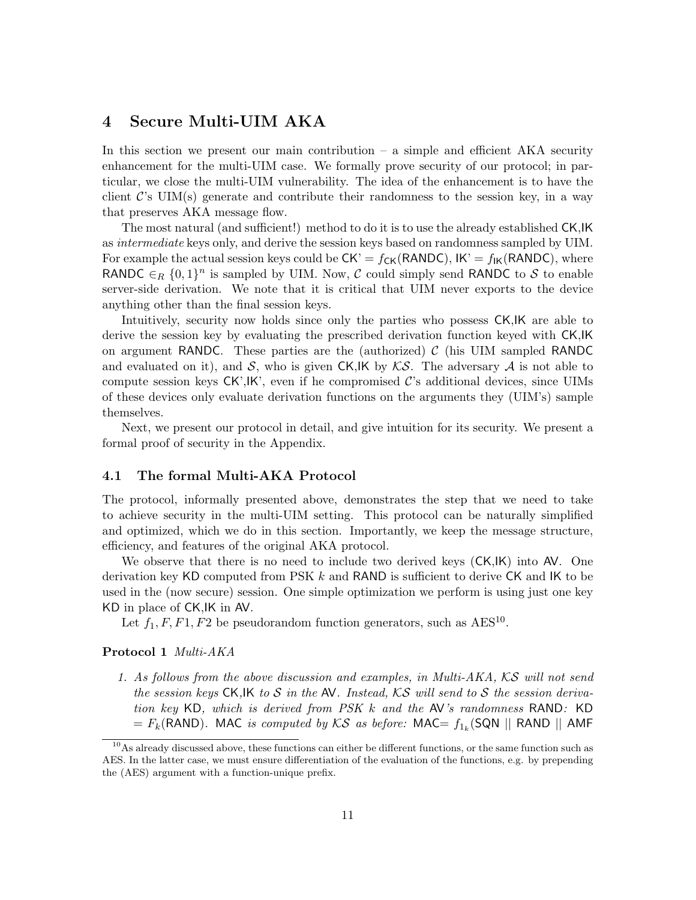## 4 Secure Multi-UIM AKA

In this section we present our main contribution – a simple and efficient AKA security enhancement for the multi-UIM case. We formally prove security of our protocol; in particular, we close the multi-UIM vulnerability. The idea of the enhancement is to have the client $\mathcal{C}$'s UIM(s) generate and contribute their randomness to the session key, in a way that preserves AKA message flow.

The most natural (and sufficient!) method to do it is to use the already established CK,IK as *intermediate* keys only, and derive the session keys based on randomness sampled by UIM. For example the actual session keys could be CK' = $f_{\mathsf{CK}}$(RANDC), IK' = $f_{\mathsf{IK}}$(RANDC), where RANDC $\in_R \{0,1\}^n$ is sampled by UIM. Now, $\mathcal{C}$ could simply send RANDC to $\mathcal{S}$ to enable server-side derivation. We note that it is critical that UIM never exports to the device anything other than the final session keys.

Intuitively, security now holds since only the parties who possess CK,IK are able to derive the session key by evaluating the prescribed derivation function keyed with CK,IK on argument RANDC. These parties are the (authorized) $\mathcal{C}$ (his UIM sampled RANDC and evaluated on it), and $\mathcal{S}$, who is given CK,IK by $\mathcal{KS}$. The adversary $\mathcal{A}$ is not able to compute session keys CK',IK', even if he compromised $\mathcal{C}$'s additional devices, since UIMs of these devices only evaluate derivation functions on the arguments they (UIM's) sample themselves.

Next, we present our protocol in detail, and give intuition for its security. We present a formal proof of security in the Appendix.

### 4.1 The formal Multi-AKA Protocol

The protocol, informally presented above, demonstrates the step that we need to take to achieve security in the multi-UIM setting. This protocol can be naturally simplified and optimized, which we do in this section. Importantly, we keep the message structure, efficiency, and features of the original AKA protocol.

We observe that there is no need to include two derived keys (CK,IK) into AV. One derivation key KD computed from PSK $k$ and RAND is sufficient to derive CK and IK to be used in the (now secure) session. One simple optimization we perform is using just one key KD in place of CK,IK in AV.

Let $f_1, F, F1, F2$ be pseudorandom function generators, such as AES[10].

**Protocol 1** *Multi-AKA*

1. *As follows from the above discussion and examples, in Multi-AKA, $\mathcal{KS}$ will not send the session keys* CK,IK *to $\mathcal{S}$ in the* AV*. Instead, $\mathcal{KS}$ will send to $\mathcal{S}$ the session derivation key* KD*, which is derived from PSK $k$ and the* AV*'s randomness* RAND*:* KD $= F_k$(RAND)*.* MAC *is computed by $\mathcal{KS}$ as before:* MAC$= f_{1_k}$(SQN || RAND || AMF

[10] As already discussed above, these functions can either be different functions, or the same function such as AES. In the latter case, we must ensure differentiation of the evaluation of the functions, e.g. by prepending the (AES) argument with a function-unique prefix.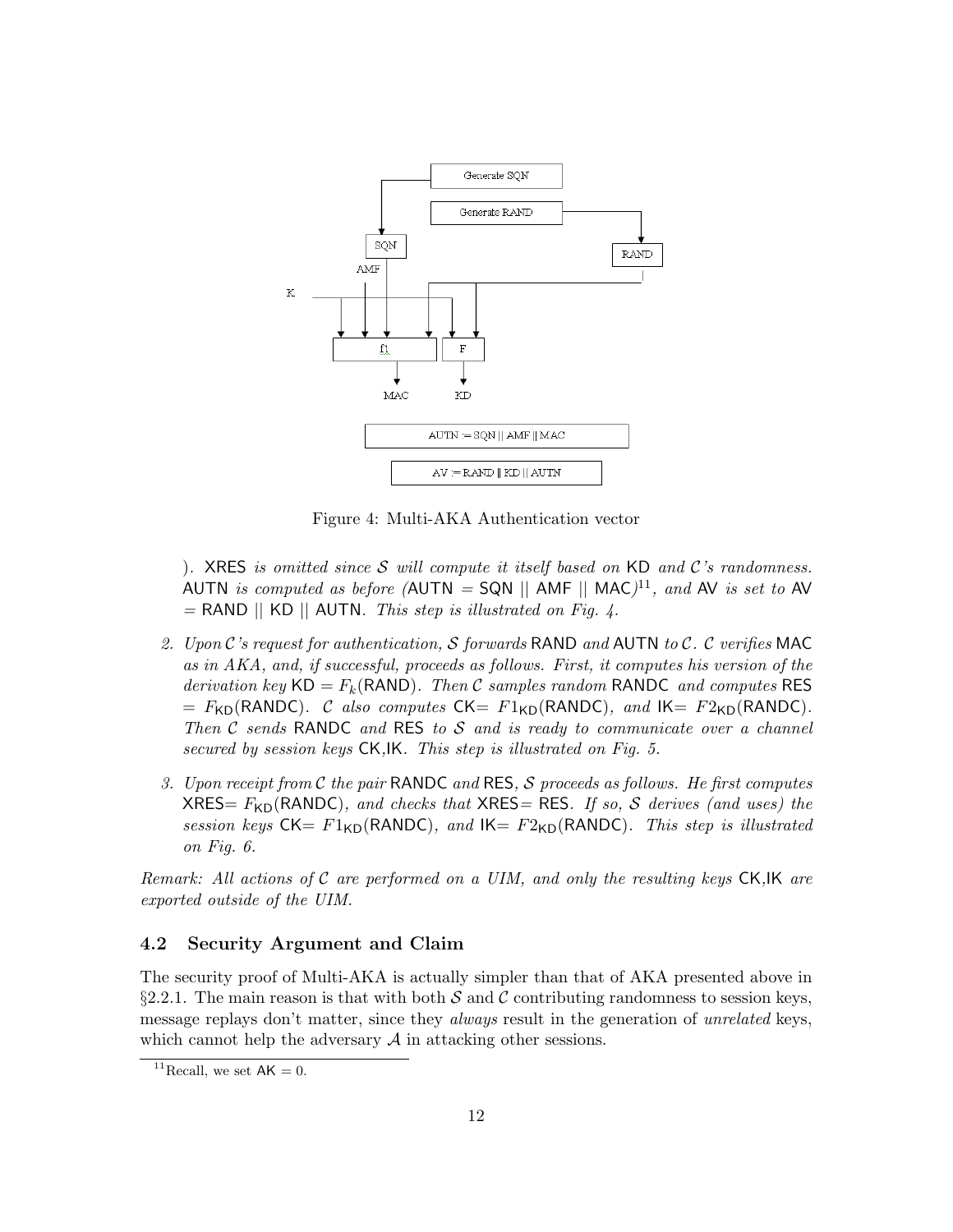Figure 4: Multi-AKA Authentication vector

*). XRES is omitted since $\mathcal{S}$ will compute it itself based on KD and $\mathcal{C}$'s randomness. AUTN is computed as before (AUTN = SQN || AMF || MAC)[11], and AV is set to AV = RAND || KD || AUTN. This step is illustrated on Fig. 4.*

2. *Upon $\mathcal{C}$'s request for authentication, $\mathcal{S}$ forwards RAND and AUTN to $\mathcal{C}$. $\mathcal{C}$ verifies MAC as in AKA, and, if successful, proceeds as follows. First, it computes his version of the derivation key KD = $F_k$(RAND). Then $\mathcal{C}$ samples random RANDC and computes RES = $F_{\mathsf{KD}}$(RANDC). $\mathcal{C}$ also computes CK= $F1_{\mathsf{KD}}$(RANDC), and IK= $F2_{\mathsf{KD}}$(RANDC). Then $\mathcal{C}$ sends RANDC and RES to $\mathcal{S}$ and is ready to communicate over a channel secured by session keys CK,IK. This step is illustrated on Fig. 5.*

3. *Upon receipt from $\mathcal{C}$ the pair RANDC and RES, $\mathcal{S}$ proceeds as follows. He first computes XRES= $F_{\mathsf{KD}}$(RANDC), and checks that XRES= RES. If so, $\mathcal{S}$ derives (and uses) the session keys CK= $F1_{\mathsf{KD}}$(RANDC), and IK= $F2_{\mathsf{KD}}$(RANDC). This step is illustrated on Fig. 6.*

*Remark: All actions of $\mathcal{C}$ are performed on a UIM, and only the resulting keys CK,IK are exported outside of the UIM.*

## 4.2 Security Argument and Claim

The security proof of Multi-AKA is actually simpler than that of AKA presented above in §2.2.1. The main reason is that with both $\mathcal{S}$ and $\mathcal{C}$ contributing randomness to session keys, message replays don't matter, since they *always* result in the generation of *unrelated* keys, which cannot help the adversary $\mathcal{A}$ in attacking other sessions.

[11] Recall, we set AK = 0.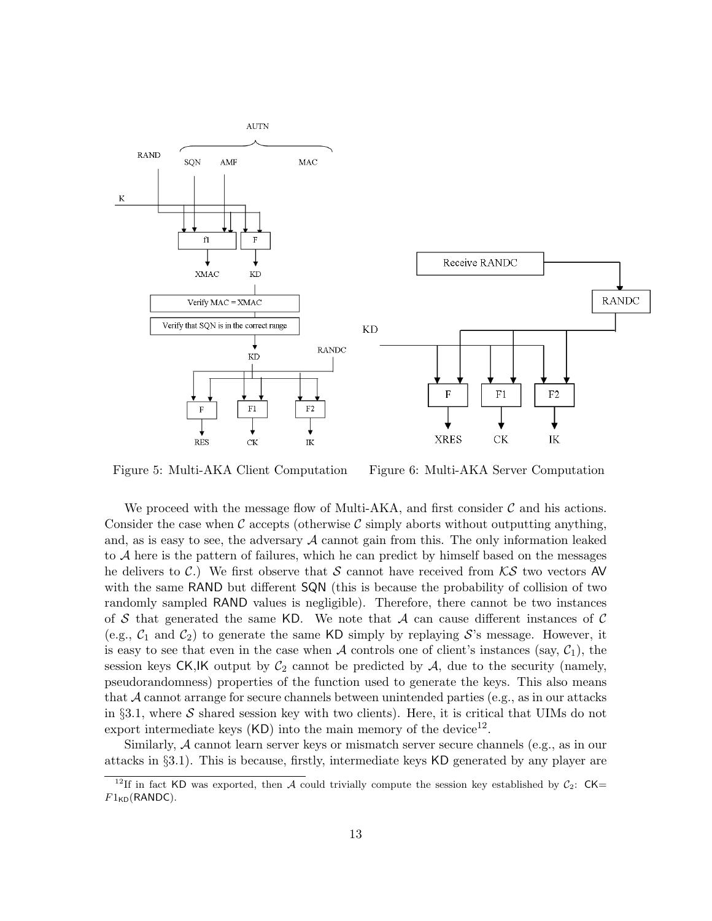Figure 5: Multi-AKA Client Computation

Figure 6: Multi-AKA Server Computation

We proceed with the message flow of Multi-AKA, and first consider $\mathcal{C}$ and his actions. Consider the case when $\mathcal{C}$ accepts (otherwise $\mathcal{C}$ simply aborts without outputting anything, and, as is easy to see, the adversary $\mathcal{A}$ cannot gain from this. The only information leaked to $\mathcal{A}$ here is the pattern of failures, which he can predict by himself based on the messages he delivers to $\mathcal{C}$.) We first observe that $\mathcal{S}$ cannot have received from $\mathcal{KS}$ two vectors AV with the same RAND but different SQN (this is because the probability of collision of two randomly sampled RAND values is negligible). Therefore, there cannot be two instances of $\mathcal{S}$ that generated the same KD. We note that $\mathcal{A}$ can cause different instances of $\mathcal{C}$ (e.g., $\mathcal{C}_1$ and $\mathcal{C}_2$) to generate the same KD simply by replaying $\mathcal{S}$'s message. However, it is easy to see that even in the case when $\mathcal{A}$ controls one of client's instances (say, $\mathcal{C}_1$), the session keys CK,IK output by $\mathcal{C}_2$ cannot be predicted by $\mathcal{A}$, due to the security (namely, pseudorandomness) properties of the function used to generate the keys. This also means that $\mathcal{A}$ cannot arrange for secure channels between unintended parties (e.g., as in our attacks in §3.1, where $\mathcal{S}$ shared session key with two clients). Here, it is critical that UIMs do not export intermediate keys (KD) into the main memory of the device[12].

Similarly, $\mathcal{A}$ cannot learn server keys or mismatch server secure channels (e.g., as in our attacks in §3.1). This is because, firstly, intermediate keys KD generated by any player are

[12] If in fact KD was exported, then $\mathcal{A}$ could trivially compute the session key established by $\mathcal{C}_2$: CK$=F1_{\mathsf{KD}}(\mathsf{RANDC})$.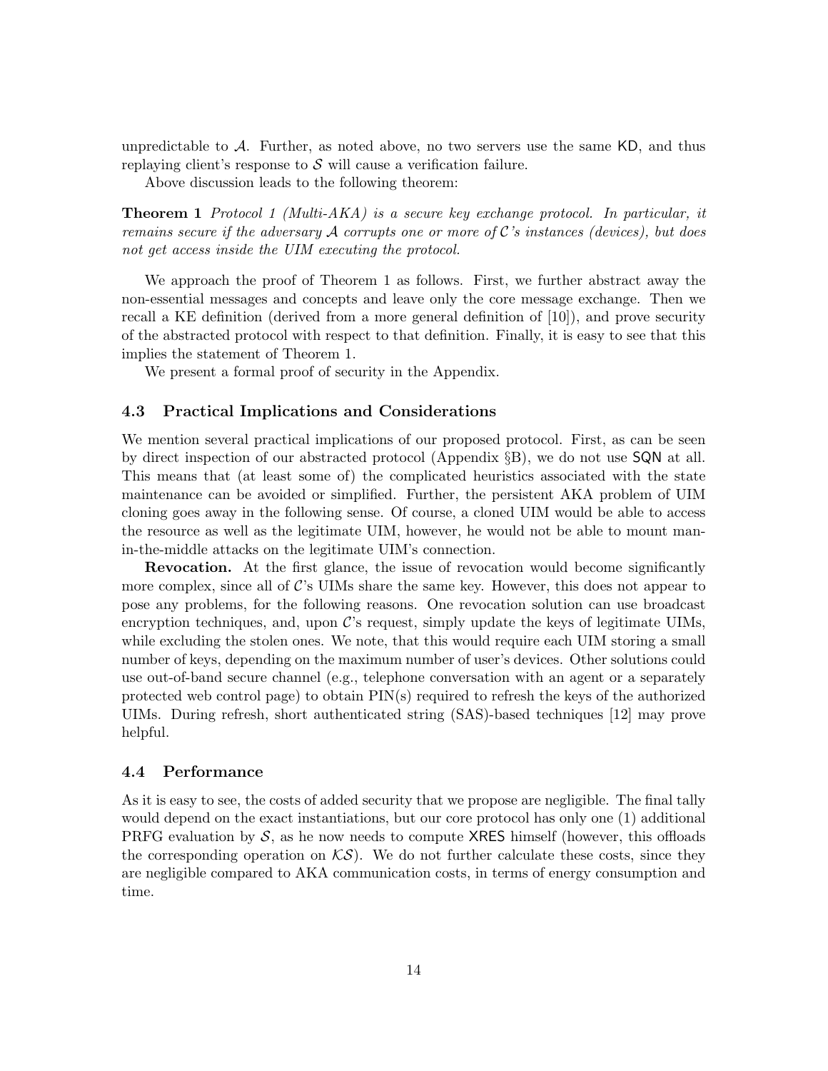unpredictable to $\mathcal{A}$. Further, as noted above, no two servers use the same $\mathsf{KD}$, and thus replaying client's response to $\mathcal{S}$ will cause a verification failure.

Above discussion leads to the following theorem:

**Theorem 1** *Protocol 1 (Multi-AKA) is a secure key exchange protocol. In particular, it remains secure if the adversary $\mathcal{A}$ corrupts one or more of $\mathcal{C}$'s instances (devices), but does not get access inside the UIM executing the protocol.*

We approach the proof of Theorem 1 as follows. First, we further abstract away the non-essential messages and concepts and leave only the core message exchange. Then we recall a KE definition (derived from a more general definition of [10]), and prove security of the abstracted protocol with respect to that definition. Finally, it is easy to see that this implies the statement of Theorem 1.

We present a formal proof of security in the Appendix.

### 4.3 Practical Implications and Considerations

We mention several practical implications of our proposed protocol. First, as can be seen by direct inspection of our abstracted protocol (Appendix §B), we do not use $\mathsf{SQN}$ at all. This means that (at least some of) the complicated heuristics associated with the state maintenance can be avoided or simplified. Further, the persistent AKA problem of UIM cloning goes away in the following sense. Of course, a cloned UIM would be able to access the resource as well as the legitimate UIM, however, he would not be able to mount man-in-the-middle attacks on the legitimate UIM's connection.

**Revocation.** At the first glance, the issue of revocation would become significantly more complex, since all of $\mathcal{C}$'s UIMs share the same key. However, this does not appear to pose any problems, for the following reasons. One revocation solution can use broadcast encryption techniques, and, upon $\mathcal{C}$'s request, simply update the keys of legitimate UIMs, while excluding the stolen ones. We note, that this would require each UIM storing a small number of keys, depending on the maximum number of user's devices. Other solutions could use out-of-band secure channel (e.g., telephone conversation with an agent or a separately protected web control page) to obtain PIN(s) required to refresh the keys of the authorized UIMs. During refresh, short authenticated string (SAS)-based techniques [12] may prove helpful.

### 4.4 Performance

As it is easy to see, the costs of added security that we propose are negligible. The final tally would depend on the exact instantiations, but our core protocol has only one (1) additional PRFG evaluation by $\mathcal{S}$, as he now needs to compute $\mathsf{XRES}$ himself (however, this offloads the corresponding operation on $\mathcal{KS}$). We do not further calculate these costs, since they are negligible compared to AKA communication costs, in terms of energy consumption and time.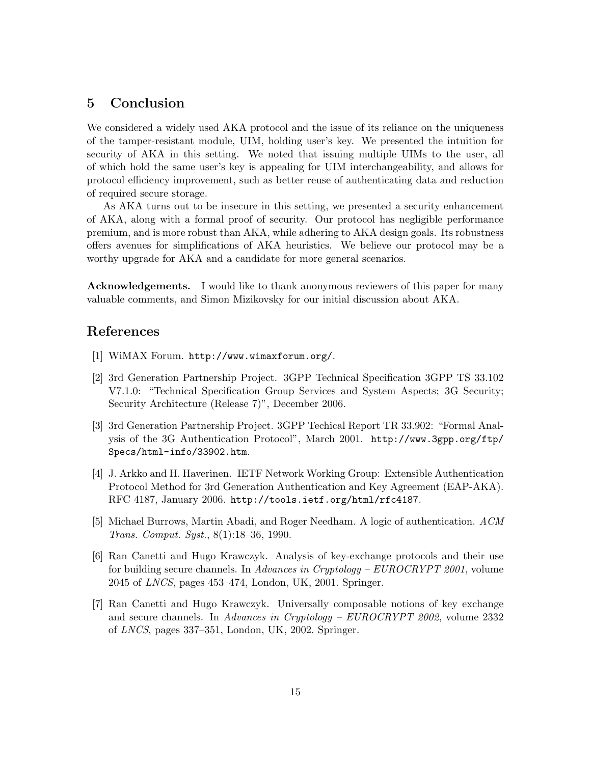## 5 Conclusion

We considered a widely used AKA protocol and the issue of its reliance on the uniqueness of the tamper-resistant module, UIM, holding user's key. We presented the intuition for security of AKA in this setting. We noted that issuing multiple UIMs to the user, all of which hold the same user's key is appealing for UIM interchangeability, and allows for protocol efficiency improvement, such as better reuse of authenticating data and reduction of required secure storage.

As AKA turns out to be insecure in this setting, we presented a security enhancement of AKA, along with a formal proof of security. Our protocol has negligible performance premium, and is more robust than AKA, while adhering to AKA design goals. Its robustness offers avenues for simplifications of AKA heuristics. We believe our protocol may be a worthy upgrade for AKA and a candidate for more general scenarios.

**Acknowledgements.** I would like to thank anonymous reviewers of this paper for many valuable comments, and Simon Mizikovsky for our initial discussion about AKA.

## References

[1] WiMAX Forum. `http://www.wimaxforum.org/`.

[2] 3rd Generation Partnership Project. 3GPP Technical Specification 3GPP TS 33.102 V7.1.0: "Technical Specification Group Services and System Aspects; 3G Security; Security Architecture (Release 7)", December 2006.

[3] 3rd Generation Partnership Project. 3GPP Techical Report TR 33.902: "Formal Analysis of the 3G Authentication Protocol", March 2001. `http://www.3gpp.org/ftp/Specs/html-info/33902.htm`.

[4] J. Arkko and H. Haverinen. IETF Network Working Group: Extensible Authentication Protocol Method for 3rd Generation Authentication and Key Agreement (EAP-AKA). RFC 4187, January 2006. `http://tools.ietf.org/html/rfc4187`.

[5] Michael Burrows, Martin Abadi, and Roger Needham. A logic of authentication. *ACM Trans. Comput. Syst.*, 8(1):18–36, 1990.

[6] Ran Canetti and Hugo Krawczyk. Analysis of key-exchange protocols and their use for building secure channels. In *Advances in Cryptology – EUROCRYPT 2001*, volume 2045 of *LNCS*, pages 453–474, London, UK, 2001. Springer.

[7] Ran Canetti and Hugo Krawczyk. Universally composable notions of key exchange and secure channels. In *Advances in Cryptology – EUROCRYPT 2002*, volume 2332 of *LNCS*, pages 337–351, London, UK, 2002. Springer.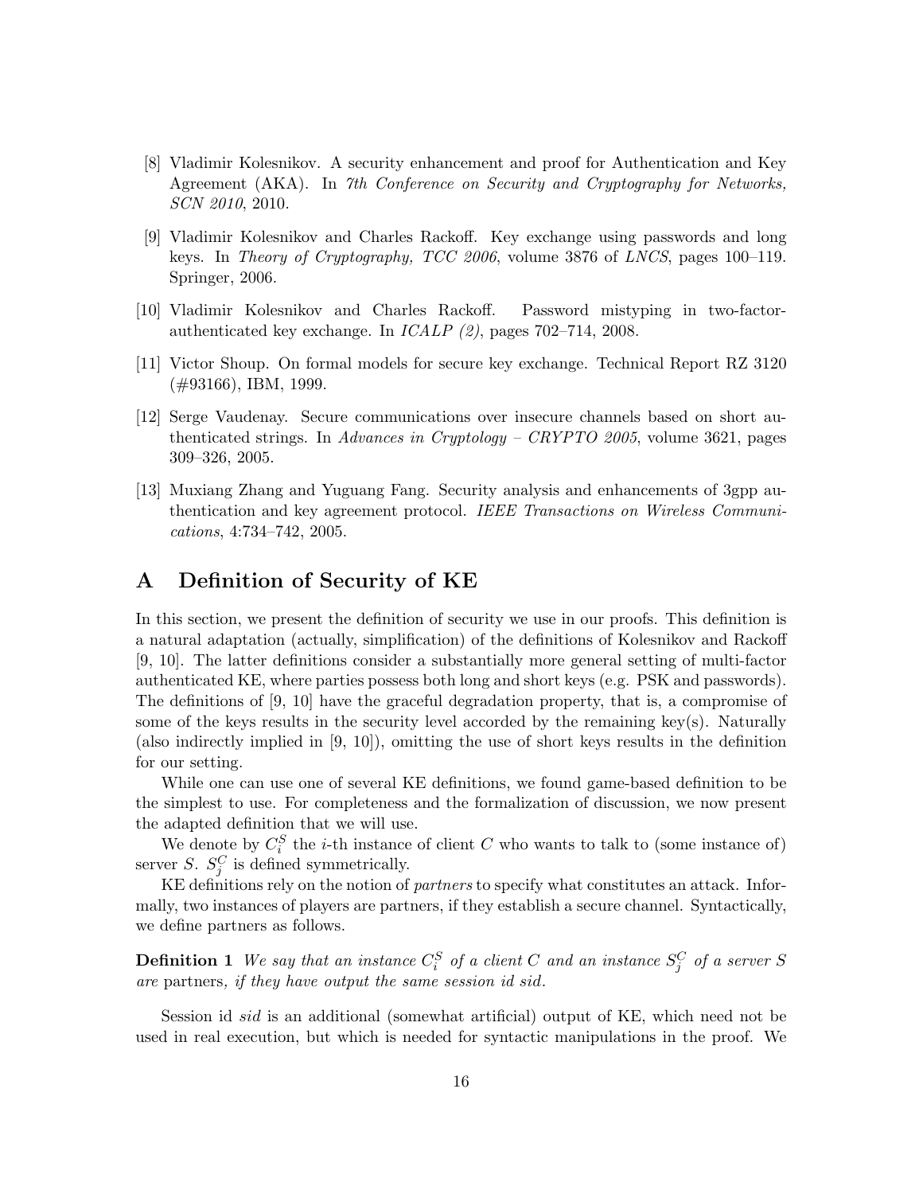[8] Vladimir Kolesnikov. A security enhancement and proof for Authentication and Key Agreement (AKA). In *7th Conference on Security and Cryptography for Networks, SCN 2010*, 2010.

[9] Vladimir Kolesnikov and Charles Rackoff. Key exchange using passwords and long keys. In *Theory of Cryptography, TCC 2006*, volume 3876 of *LNCS*, pages 100–119. Springer, 2006.

[10] Vladimir Kolesnikov and Charles Rackoff. Password mistyping in two-factor-authenticated key exchange. In *ICALP (2)*, pages 702–714, 2008.

[11] Victor Shoup. On formal models for secure key exchange. Technical Report RZ 3120 (#93166), IBM, 1999.

[12] Serge Vaudenay. Secure communications over insecure channels based on short authenticated strings. In *Advances in Cryptology – CRYPTO 2005*, volume 3621, pages 309–326, 2005.

[13] Muxiang Zhang and Yuguang Fang. Security analysis and enhancements of 3gpp authentication and key agreement protocol. *IEEE Transactions on Wireless Communications*, 4:734–742, 2005.

# A Definition of Security of KE

In this section, we present the definition of security we use in our proofs. This definition is a natural adaptation (actually, simplification) of the definitions of Kolesnikov and Rackoff [9, 10]. The latter definitions consider a substantially more general setting of multi-factor authenticated KE, where parties possess both long and short keys (e.g. PSK and passwords). The definitions of [9, 10] have the graceful degradation property, that is, a compromise of some of the keys results in the security level accorded by the remaining key(s). Naturally (also indirectly implied in [9, 10]), omitting the use of short keys results in the definition for our setting.

While one can use one of several KE definitions, we found game-based definition to be the simplest to use. For completeness and the formalization of discussion, we now present the adapted definition that we will use.

We denote by $C_i^S$ the $i$-th instance of client $C$ who wants to talk to (some instance of) server $S$. $S_j^C$ is defined symmetrically.

KE definitions rely on the notion of *partners* to specify what constitutes an attack. Informally, two instances of players are partners, if they establish a secure channel. Syntactically, we define partners as follows.

**Definition 1** *We say that an instance $C_i^S$ of a client $C$ and an instance $S_j^C$ of a server $S$ are* partners*, if they have output the same session id sid.*

Session id *sid* is an additional (somewhat artificial) output of KE, which need not be used in real execution, but which is needed for syntactic manipulations in the proof. We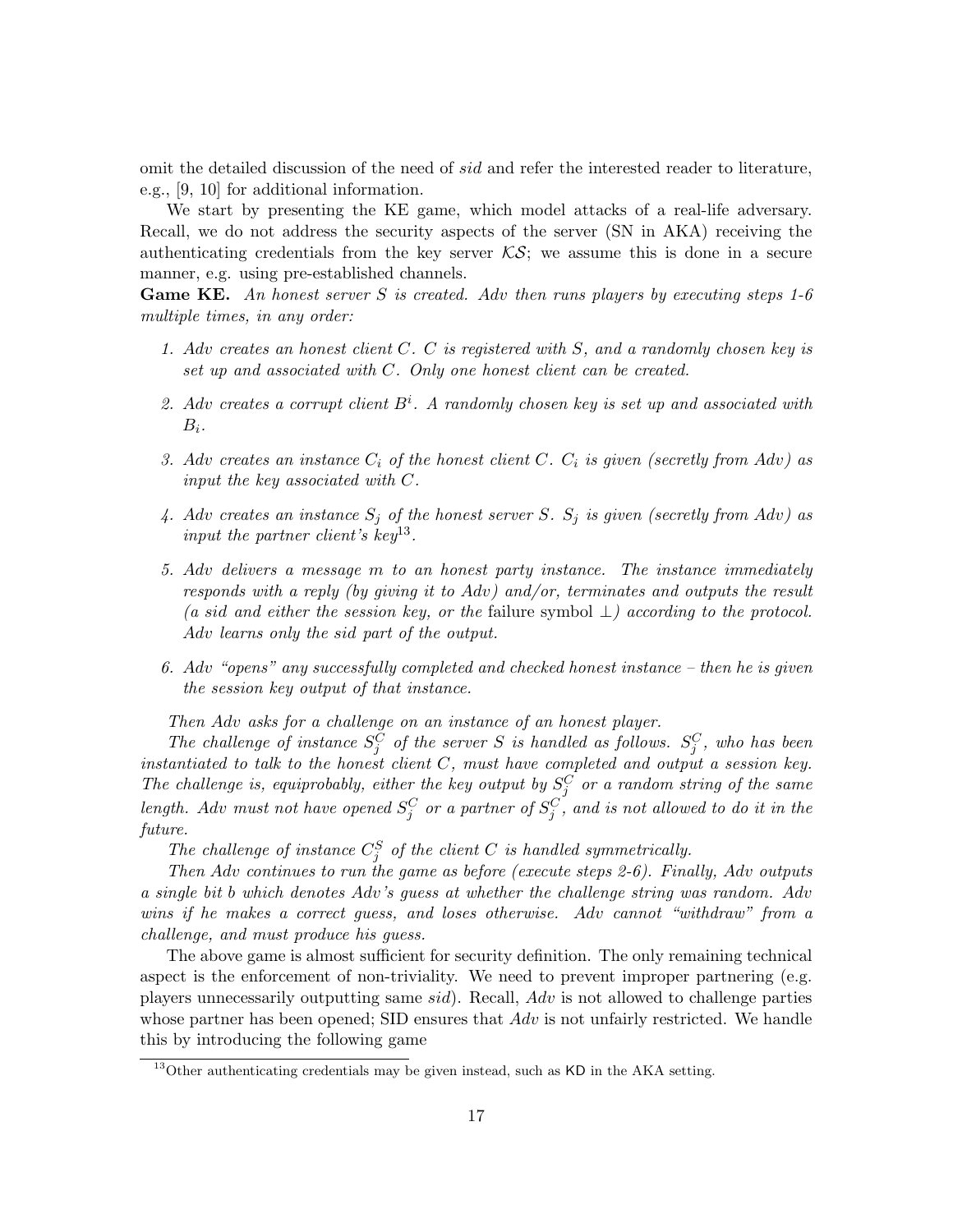omit the detailed discussion of the need of *sid* and refer the interested reader to literature, e.g., [9, 10] for additional information.

We start by presenting the KE game, which model attacks of a real-life adversary. Recall, we do not address the security aspects of the server (SN in AKA) receiving the authenticating credentials from the key server $\mathcal{KS}$; we assume this is done in a secure manner, e.g. using pre-established channels.

**Game KE.** *An honest server $S$ is created. Adv then runs players by executing steps 1-6 multiple times, in any order:*

1. *Adv creates an honest client $C$. $C$ is registered with $S$, and a randomly chosen key is set up and associated with $C$. Only one honest client can be created.*
2. *Adv creates a corrupt client $B^i$. A randomly chosen key is set up and associated with $B_i$.*
3. *Adv creates an instance $C_i$ of the honest client $C$. $C_i$ is given (secretly from Adv) as input the key associated with $C$.*
4. *Adv creates an instance $S_j$ of the honest server $S$. $S_j$ is given (secretly from Adv) as input the partner client's key*[13]*.*
5. *Adv delivers a message $m$ to an honest party instance. The instance immediately responds with a reply (by giving it to Adv) and/or, terminates and outputs the result (a sid and either the session key, or the* failure symbol $\perp$*) according to the protocol. Adv learns only the sid part of the output.*
6. *Adv "opens" any successfully completed and checked honest instance – then he is given the session key output of that instance.*

*Then Adv asks for a challenge on an instance of an honest player.*

*The challenge of instance $S_j^C$ of the server $S$ is handled as follows. $S_j^C$, who has been instantiated to talk to the honest client $C$, must have completed and output a session key. The challenge is, equiprobably, either the key output by $S_j^C$ or a random string of the same length. Adv must not have opened $S_j^C$ or a partner of $S_j^C$, and is not allowed to do it in the future.*

*The challenge of instance $C_j^S$ of the client $C$ is handled symmetrically.*

*Then Adv continues to run the game as before (execute steps 2-6). Finally, Adv outputs a single bit $b$ which denotes Adv's guess at whether the challenge string was random. Adv wins if he makes a correct guess, and loses otherwise. Adv cannot "withdraw" from a challenge, and must produce his guess.*

The above game is almost sufficient for security definition. The only remaining technical aspect is the enforcement of non-triviality. We need to prevent improper partnering (e.g. players unnecessarily outputting same *sid*). Recall, *Adv* is not allowed to challenge parties whose partner has been opened; SID ensures that *Adv* is not unfairly restricted. We handle this by introducing the following game

[13] Other authenticating credentials may be given instead, such as KD in the AKA setting.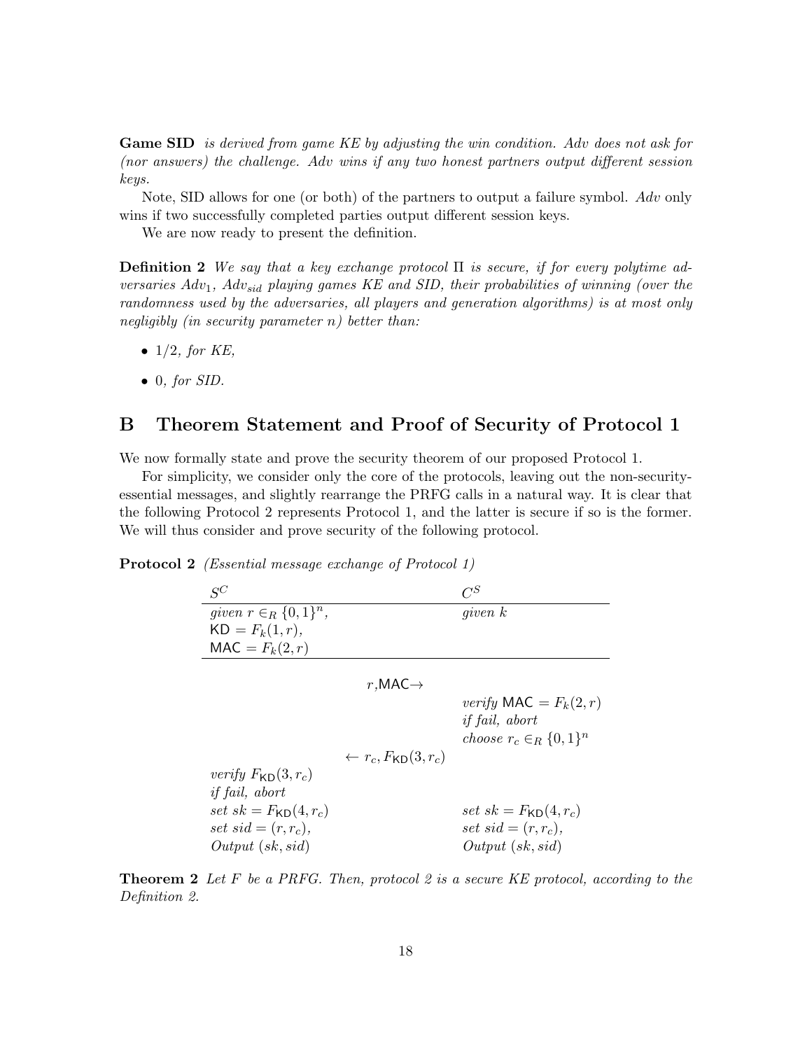**Game SID** *is derived from game KE by adjusting the win condition. Adv does not ask for (nor answers) the challenge. Adv wins if any two honest partners output different session keys.*

Note, SID allows for one (or both) of the partners to output a failure symbol. *Adv* only wins if two successfully completed parties output different session keys.

We are now ready to present the definition.

**Definition 2** *We say that a key exchange protocol* $\Pi$ *is secure, if for every polytime adversaries* $Adv_1$*,* $Adv_{sid}$ *playing games KE and SID, their probabilities of winning (over the randomness used by the adversaries, all players and generation algorithms) is at most only negligibly (in security parameter* $n$*) better than:*

- $1/2$*, for KE,*
- $0$*, for SID.*

# B Theorem Statement and Proof of Security of Protocol 1

We now formally state and prove the security theorem of our proposed Protocol 1.

For simplicity, we consider only the core of the protocols, leaving out the non-security-essential messages, and slightly rearrange the PRFG calls in a natural way. It is clear that the following Protocol 2 represents Protocol 1, and the latter is secure if so is the former. We will thus consider and prove security of the following protocol.

**Protocol 2** *(Essential message exchange of Protocol 1)*

| $S^C$ | | $C^S$ |
|---|---|---|
| *given* $r \in_R \{0,1\}^n$, $\mathsf{KD} = F_k(1, r)$, $\mathsf{MAC} = F_k(2, r)$ | | *given* $k$ |
| | $r, \mathsf{MAC} \rightarrow$ | |
| | | *verify* $\mathsf{MAC} = F_k(2, r)$ *if fail, abort* *choose* $r_c \in_R \{0,1\}^n$ |
| | $\leftarrow r_c, F_{\mathsf{KD}}(3, r_c)$ | |
| *verify* $F_{\mathsf{KD}}(3, r_c)$ *if fail, abort* *set* $sk = F_{\mathsf{KD}}(4, r_c)$ *set* $sid = (r, r_c)$, *Output* $(sk, sid)$ | | *set* $sk = F_{\mathsf{KD}}(4, r_c)$ *set* $sid = (r, r_c)$, *Output* $(sk, sid)$ |

**Theorem 2** *Let* $F$ *be a PRFG. Then, protocol 2 is a secure KE protocol, according to the Definition 2.*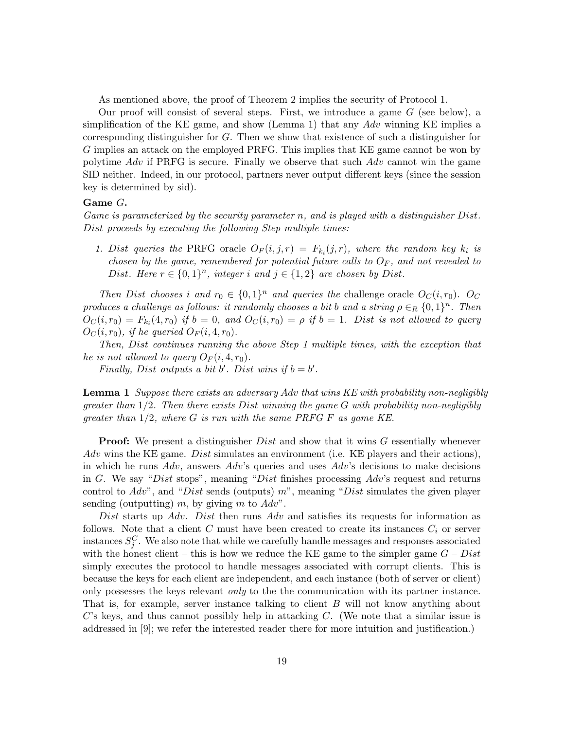As mentioned above, the proof of Theorem 2 implies the security of Protocol 1.

Our proof will consist of several steps. First, we introduce a game $G$ (see below), a simplification of the KE game, and show (Lemma 1) that any $Adv$ winning KE implies a corresponding distinguisher for $G$. Then we show that existence of such a distinguisher for $G$ implies an attack on the employed PRFG. This implies that KE game cannot be won by polytime $Adv$ if PRFG is secure. Finally we observe that such $Adv$ cannot win the game SID neither. Indeed, in our protocol, partners never output different keys (since the session key is determined by sid).

**Game $G$.**
*Game is parameterized by the security parameter $n$, and is played with a distinguisher $Dist$. $Dist$ proceeds by executing the following Step multiple times:*

1. *$Dist$ queries the* PRFG *oracle $O_F(i, j, r) = F_{k_i}(j, r)$, where the random key $k_i$ is chosen by the game, remembered for potential future calls to $O_F$, and not revealed to $Dist$. Here $r \in \{0, 1\}^n$, integer $i$ and $j \in \{1, 2\}$ are chosen by $Dist$.*

*Then $Dist$ chooses $i$ and $r_0 \in \{0, 1\}^n$ and queries the* challenge oracle *$O_C(i, r_0)$. $O_C$ produces a challenge as follows: it randomly chooses a bit $b$ and a string $\rho \in_R \{0, 1\}^n$. Then $O_C(i, r_0) = F_{k_i}(4, r_0)$ if $b = 0$, and $O_C(i, r_0) = \rho$ if $b = 1$. $Dist$ is not allowed to query $O_C(i, r_0)$, if he queried $O_F(i, 4, r_0)$.*

*Then, $Dist$ continues running the above Step 1 multiple times, with the exception that he is not allowed to query $O_F(i, 4, r_0)$.*

*Finally, $Dist$ outputs a bit $b'$. $Dist$ wins if $b = b'$.*

**Lemma 1** *Suppose there exists an adversary $Adv$ that wins KE with probability non-negligibly greater than $1/2$. Then there exists $Dist$ winning the game $G$ with probability non-negligibly greater than $1/2$, where $G$ is run with the same PRFG $F$ as game KE.*

**Proof:** We present a distinguisher $Dist$ and show that it wins $G$ essentially whenever $Adv$ wins the KE game. $Dist$ simulates an environment (i.e. KE players and their actions), in which he runs $Adv$, answers $Adv$'s queries and uses $Adv$'s decisions to make decisions in $G$. We say "$Dist$ stops", meaning "$Dist$ finishes processing $Adv$'s request and returns control to $Adv$", and "$Dist$ sends (outputs) $m$", meaning "$Dist$ simulates the given player sending (outputting) $m$, by giving $m$ to $Adv$".

$Dist$ starts up $Adv$. $Dist$ then runs $Adv$ and satisfies its requests for information as follows. Note that a client $C$ must have been created to create its instances $C_i$ or server instances $S_j^C$. We also note that while we carefully handle messages and responses associated with the honest client – this is how we reduce the KE game to the simpler game $G$ – $Dist$ simply executes the protocol to handle messages associated with corrupt clients. This is because the keys for each client are independent, and each instance (both of server or client) only possesses the keys relevant *only* to the the communication with its partner instance. That is, for example, server instance talking to client $B$ will not know anything about $C$'s keys, and thus cannot possibly help in attacking $C$. (We note that a similar issue is addressed in [9]; we refer the interested reader there for more intuition and justification.)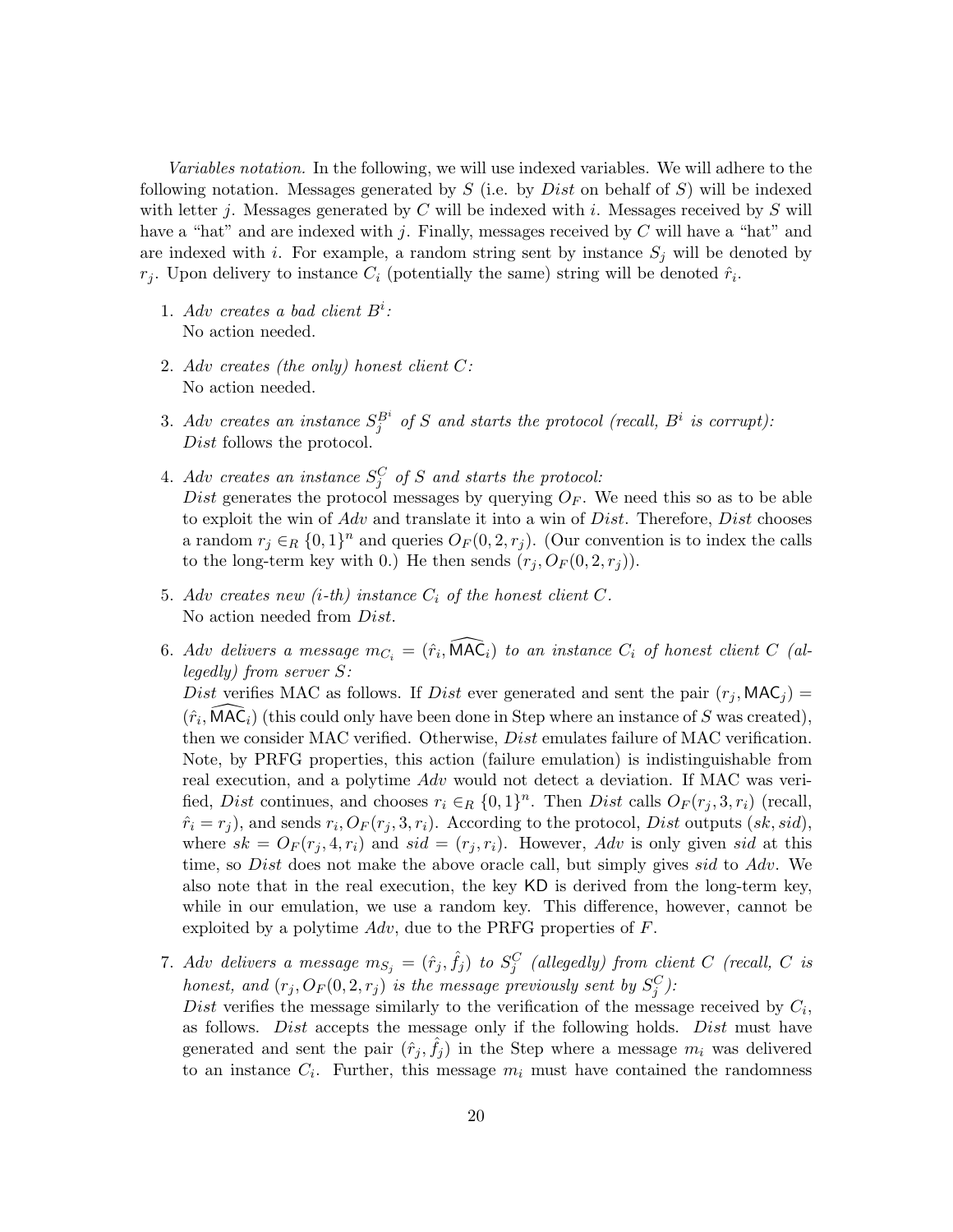*Variables notation.* In the following, we will use indexed variables. We will adhere to the following notation. Messages generated by $S$ (i.e. by $Dist$ on behalf of $S$) will be indexed with letter $j$. Messages generated by $C$ will be indexed with $i$. Messages received by $S$ will have a "hat" and are indexed with $j$. Finally, messages received by $C$ will have a "hat" and are indexed with $i$. For example, a random string sent by instance $S_j$ will be denoted by $r_j$. Upon delivery to instance $C_i$ (potentially the same) string will be denoted $\hat{r}_i$.

1. *Adv creates a bad client* $B^i$*:*
   No action needed.

2. *Adv creates (the only) honest client* $C$*:*
   No action needed.

3. *Adv creates an instance* $S_j^{B^i}$ *of* $S$ *and starts the protocol (recall,* $B^i$ *is corrupt):*
   $Dist$ follows the protocol.

4. *Adv creates an instance* $S_j^C$ *of* $S$ *and starts the protocol:*
   $Dist$ generates the protocol messages by querying $O_F$. We need this so as to be able to exploit the win of $Adv$ and translate it into a win of $Dist$. Therefore, $Dist$ chooses a random $r_j \in_R \{0,1\}^n$ and queries $O_F(0, 2, r_j)$. (Our convention is to index the calls to the long-term key with 0.) He then sends $(r_j, O_F(0, 2, r_j))$.

5. *Adv creates new (i-th) instance* $C_i$ *of the honest client* $C$*.*
   No action needed from $Dist$.

6. *Adv delivers a message* $m_{C_i} = (\hat{r}_i, \widehat{\mathsf{MAC}}_i)$ *to an instance* $C_i$ *of honest client* $C$ *(allegedly) from server* $S$*:*
   $Dist$ verifies MAC as follows. If $Dist$ ever generated and sent the pair $(r_j, \mathsf{MAC}_j) = (\hat{r}_i, \widehat{\mathsf{MAC}}_i)$ (this could only have been done in Step where an instance of $S$ was created), then we consider MAC verified. Otherwise, $Dist$ emulates failure of MAC verification. Note, by PRFG properties, this action (failure emulation) is indistinguishable from real execution, and a polytime $Adv$ would not detect a deviation. If MAC was verified, $Dist$ continues, and chooses $r_i \in_R \{0,1\}^n$. Then $Dist$ calls $O_F(r_j, 3, r_i)$ (recall, $\hat{r}_i = r_j$), and sends $r_i, O_F(r_j, 3, r_i)$. According to the protocol, $Dist$ outputs $(sk, sid)$, where $sk = O_F(r_j, 4, r_i)$ and $sid = (r_j, r_i)$. However, $Adv$ is only given $sid$ at this time, so $Dist$ does not make the above oracle call, but simply gives $sid$ to $Adv$. We also note that in the real execution, the key $\mathsf{KD}$ is derived from the long-term key, while in our emulation, we use a random key. This difference, however, cannot be exploited by a polytime $Adv$, due to the PRFG properties of $F$.

7. *Adv delivers a message* $m_{S_j} = (\hat{r}_j, \hat{f}_j)$ *to* $S_j^C$ *(allegedly) from client* $C$ *(recall,* $C$ *is honest, and* $(r_j, O_F(0, 2, r_j))$ *is the message previously sent by* $S_j^C$*):*
   $Dist$ verifies the message similarly to the verification of the message received by $C_i$, as follows. $Dist$ accepts the message only if the following holds. $Dist$ must have generated and sent the pair $(\hat{r}_j, \hat{f}_j)$ in the Step where a message $m_i$ was delivered to an instance $C_i$. Further, this message $m_i$ must have contained the randomness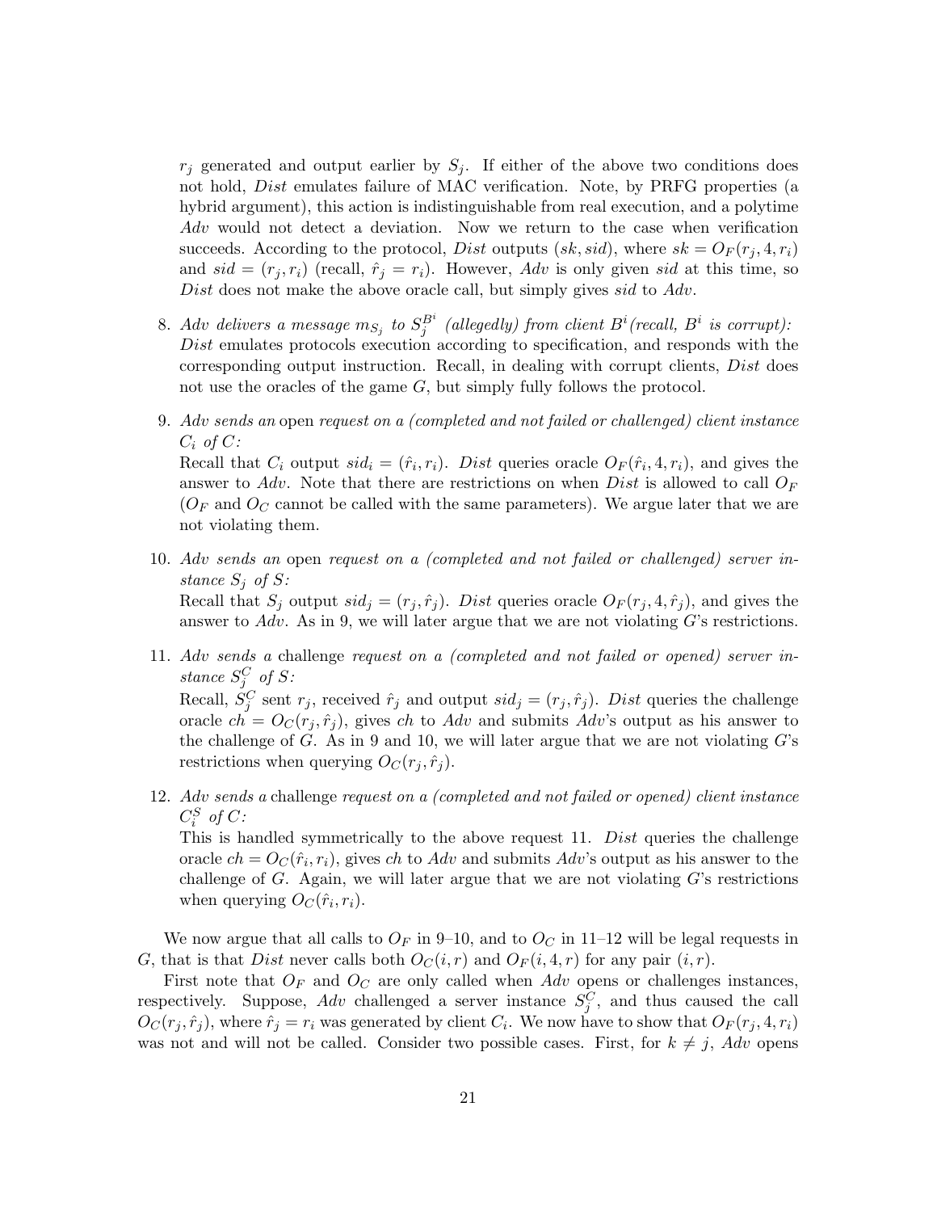$r_j$ generated and output earlier by $S_j$. If either of the above two conditions does not hold, *Dist* emulates failure of MAC verification. Note, by PRFG properties (a hybrid argument), this action is indistinguishable from real execution, and a polytime *Adv* would not detect a deviation. Now we return to the case when verification succeeds. According to the protocol, *Dist* outputs $(sk, sid)$, where $sk = O_F(r_j, 4, r_i)$ and $sid = (r_j, r_i)$ (recall, $\hat{r}_j = r_i$). However, *Adv* is only given *sid* at this time, so *Dist* does not make the above oracle call, but simply gives *sid* to *Adv*.

8. *Adv delivers a message $m_{S_j}$ to $S_j^{B^i}$ (allegedly) from client $B^i$(recall, $B^i$ is corrupt):* *Dist* emulates protocols execution according to specification, and responds with the corresponding output instruction. Recall, in dealing with corrupt clients, *Dist* does not use the oracles of the game $G$, but simply fully follows the protocol.

9. *Adv sends an* open *request on a (completed and not failed or challenged) client instance $C_i$ of $C$:*
   Recall that $C_i$ output $sid_i = (\hat{r}_i, r_i)$. *Dist* queries oracle $O_F(\hat{r}_i, 4, r_i)$, and gives the answer to *Adv*. Note that there are restrictions on when *Dist* is allowed to call $O_F$ ($O_F$ and $O_C$ cannot be called with the same parameters). We argue later that we are not violating them.

10. *Adv sends an* open *request on a (completed and not failed or challenged) server instance $S_j$ of $S$:*
    Recall that $S_j$ output $sid_j = (r_j, \hat{r}_j)$. *Dist* queries oracle $O_F(r_j, 4, \hat{r}_j)$, and gives the answer to *Adv*. As in 9, we will later argue that we are not violating $G$'s restrictions.

11. *Adv sends a* challenge *request on a (completed and not failed or opened) server instance $S_j^C$ of $S$:*
    Recall, $S_j^C$ sent $r_j$, received $\hat{r}_j$ and output $sid_j = (r_j, \hat{r}_j)$. *Dist* queries the challenge oracle $ch = O_C(r_j, \hat{r}_j)$, gives $ch$ to *Adv* and submits *Adv*'s output as his answer to the challenge of $G$. As in 9 and 10, we will later argue that we are not violating $G$'s restrictions when querying $O_C(r_j, \hat{r}_j)$.

12. *Adv sends a* challenge *request on a (completed and not failed or opened) client instance $C_i^S$ of $C$:*
    This is handled symmetrically to the above request 11. *Dist* queries the challenge oracle $ch = O_C(\hat{r}_i, r_i)$, gives $ch$ to *Adv* and submits *Adv*'s output as his answer to the challenge of $G$. Again, we will later argue that we are not violating $G$'s restrictions when querying $O_C(\hat{r}_i, r_i)$.

We now argue that all calls to $O_F$ in 9–10, and to $O_C$ in 11–12 will be legal requests in $G$, that is that *Dist* never calls both $O_C(i, r)$ and $O_F(i, 4, r)$ for any pair $(i, r)$.

First note that $O_F$ and $O_C$ are only called when *Adv* opens or challenges instances, respectively. Suppose, *Adv* challenged a server instance $S_j^C$, and thus caused the call $O_C(r_j, \hat{r}_j)$, where $\hat{r}_j = r_i$ was generated by client $C_i$. We now have to show that $O_F(r_j, 4, r_i)$ was not and will not be called. Consider two possible cases. First, for $k \neq j$, *Adv* opens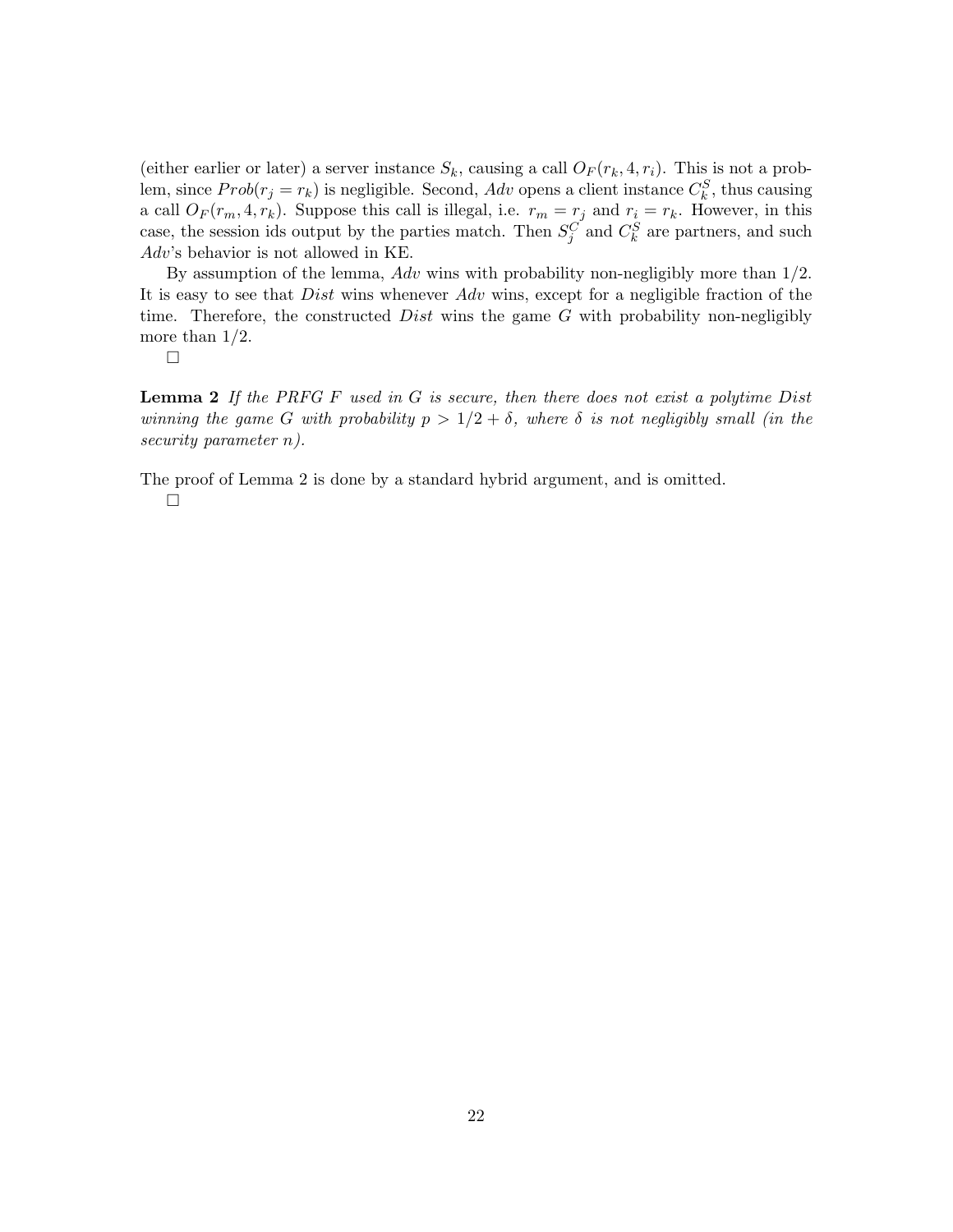(either earlier or later) a server instance $S_k$, causing a call $O_F(r_k, 4, r_i)$. This is not a problem, since $Prob(r_j = r_k)$ is negligible. Second, $Adv$ opens a client instance $C_k^S$, thus causing a call $O_F(r_m, 4, r_k)$. Suppose this call is illegal, i.e. $r_m = r_j$ and $r_i = r_k$. However, in this case, the session ids output by the parties match. Then $S_j^C$ and $C_k^S$ are partners, and such $Adv$'s behavior is not allowed in KE.

By assumption of the lemma, $Adv$ wins with probability non-negligibly more than 1/2. It is easy to see that $Dist$ wins whenever $Adv$ wins, except for a negligible fraction of the time. Therefore, the constructed $Dist$ wins the game $G$ with probability non-negligibly more than 1/2.

□

**Lemma 2** *If the PRFG $F$ used in $G$ is secure, then there does not exist a polytime $Dist$ winning the game $G$ with probability $p > 1/2 + \delta$, where $\delta$ is not negligibly small (in the security parameter $n$).*

The proof of Lemma 2 is done by a standard hybrid argument, and is omitted.

□